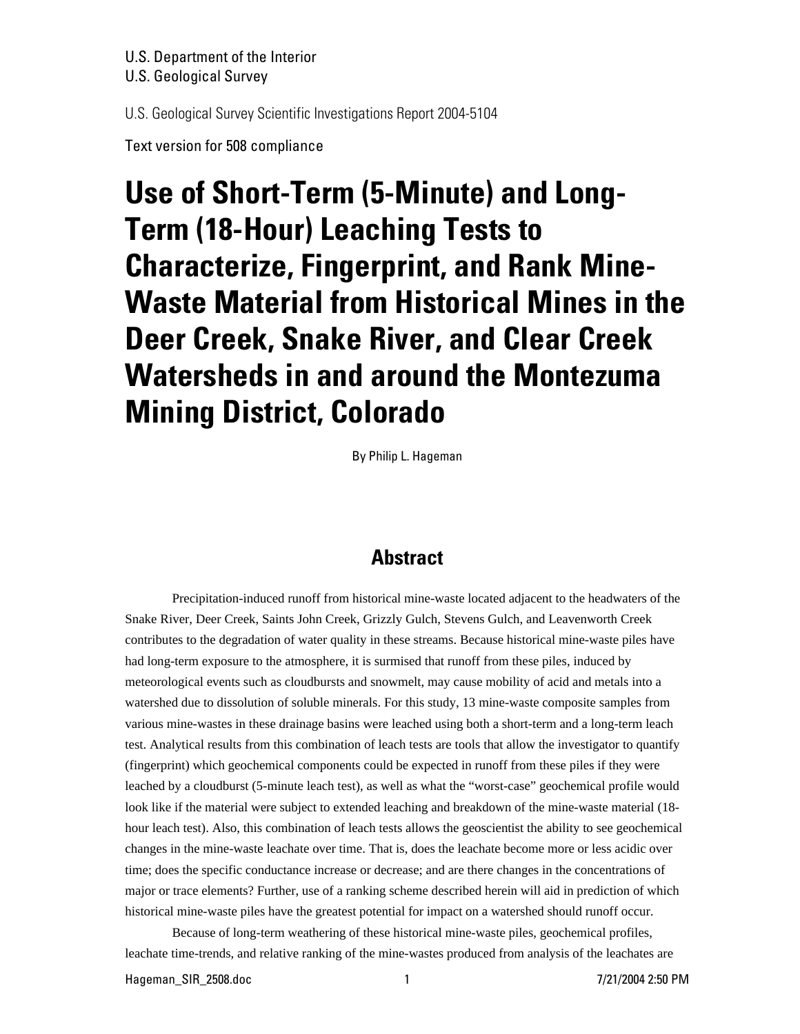U.S. Department of the Interior
U.S. Geological Survey

U.S. Geological Survey Scientific Investigations Report 2004-5104

Text version for 508 compliance

# Use of Short-Term (5-Minute) and Long-Term (18-Hour) Leaching Tests to Characterize, Fingerprint, and Rank Mine-Waste Material from Historical Mines in the Deer Creek, Snake River, and Clear Creek Watersheds in and around the Montezuma Mining District, Colorado

By Philip L. Hageman

## Abstract

Precipitation-induced runoff from historical mine-waste located adjacent to the headwaters of the Snake River, Deer Creek, Saints John Creek, Grizzly Gulch, Stevens Gulch, and Leavenworth Creek contributes to the degradation of water quality in these streams. Because historical mine-waste piles have had long-term exposure to the atmosphere, it is surmised that runoff from these piles, induced by meteorological events such as cloudbursts and snowmelt, may cause mobility of acid and metals into a watershed due to dissolution of soluble minerals. For this study, 13 mine-waste composite samples from various mine-wastes in these drainage basins were leached using both a short-term and a long-term leach test. Analytical results from this combination of leach tests are tools that allow the investigator to quantify (fingerprint) which geochemical components could be expected in runoff from these piles if they were leached by a cloudburst (5-minute leach test), as well as what the "worst-case" geochemical profile would look like if the material were subject to extended leaching and breakdown of the mine-waste material (18-hour leach test). Also, this combination of leach tests allows the geoscientist the ability to see geochemical changes in the mine-waste leachate over time. That is, does the leachate become more or less acidic over time; does the specific conductance increase or decrease; and are there changes in the concentrations of major or trace elements? Further, use of a ranking scheme described herein will aid in prediction of which historical mine-waste piles have the greatest potential for impact on a watershed should runoff occur.

Because of long-term weathering of these historical mine-waste piles, geochemical profiles, leachate time-trends, and relative ranking of the mine-wastes produced from analysis of the leachates are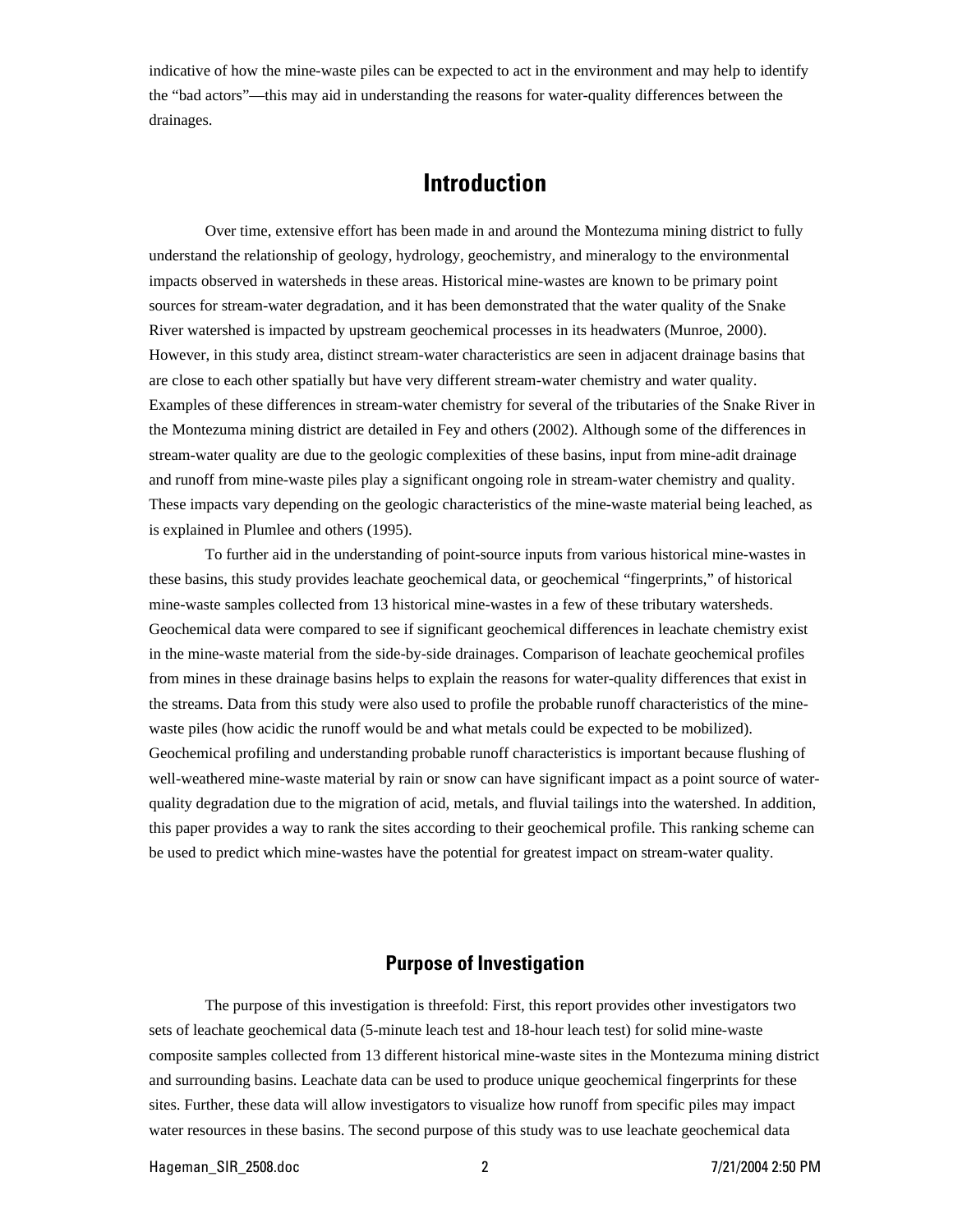indicative of how the mine-waste piles can be expected to act in the environment and may help to identify the "bad actors"—this may aid in understanding the reasons for water-quality differences between the drainages.

# Introduction

Over time, extensive effort has been made in and around the Montezuma mining district to fully understand the relationship of geology, hydrology, geochemistry, and mineralogy to the environmental impacts observed in watersheds in these areas. Historical mine-wastes are known to be primary point sources for stream-water degradation, and it has been demonstrated that the water quality of the Snake River watershed is impacted by upstream geochemical processes in its headwaters (Munroe, 2000). However, in this study area, distinct stream-water characteristics are seen in adjacent drainage basins that are close to each other spatially but have very different stream-water chemistry and water quality. Examples of these differences in stream-water chemistry for several of the tributaries of the Snake River in the Montezuma mining district are detailed in Fey and others (2002). Although some of the differences in stream-water quality are due to the geologic complexities of these basins, input from mine-adit drainage and runoff from mine-waste piles play a significant ongoing role in stream-water chemistry and quality. These impacts vary depending on the geologic characteristics of the mine-waste material being leached, as is explained in Plumlee and others (1995).

To further aid in the understanding of point-source inputs from various historical mine-wastes in these basins, this study provides leachate geochemical data, or geochemical "fingerprints," of historical mine-waste samples collected from 13 historical mine-wastes in a few of these tributary watersheds. Geochemical data were compared to see if significant geochemical differences in leachate chemistry exist in the mine-waste material from the side-by-side drainages. Comparison of leachate geochemical profiles from mines in these drainage basins helps to explain the reasons for water-quality differences that exist in the streams. Data from this study were also used to profile the probable runoff characteristics of the mine-waste piles (how acidic the runoff would be and what metals could be expected to be mobilized). Geochemical profiling and understanding probable runoff characteristics is important because flushing of well-weathered mine-waste material by rain or snow can have significant impact as a point source of water-quality degradation due to the migration of acid, metals, and fluvial tailings into the watershed. In addition, this paper provides a way to rank the sites according to their geochemical profile. This ranking scheme can be used to predict which mine-wastes have the potential for greatest impact on stream-water quality.

## Purpose of Investigation

The purpose of this investigation is threefold: First, this report provides other investigators two sets of leachate geochemical data (5-minute leach test and 18-hour leach test) for solid mine-waste composite samples collected from 13 different historical mine-waste sites in the Montezuma mining district and surrounding basins. Leachate data can be used to produce unique geochemical fingerprints for these sites. Further, these data will allow investigators to visualize how runoff from specific piles may impact water resources in these basins. The second purpose of this study was to use leachate geochemical data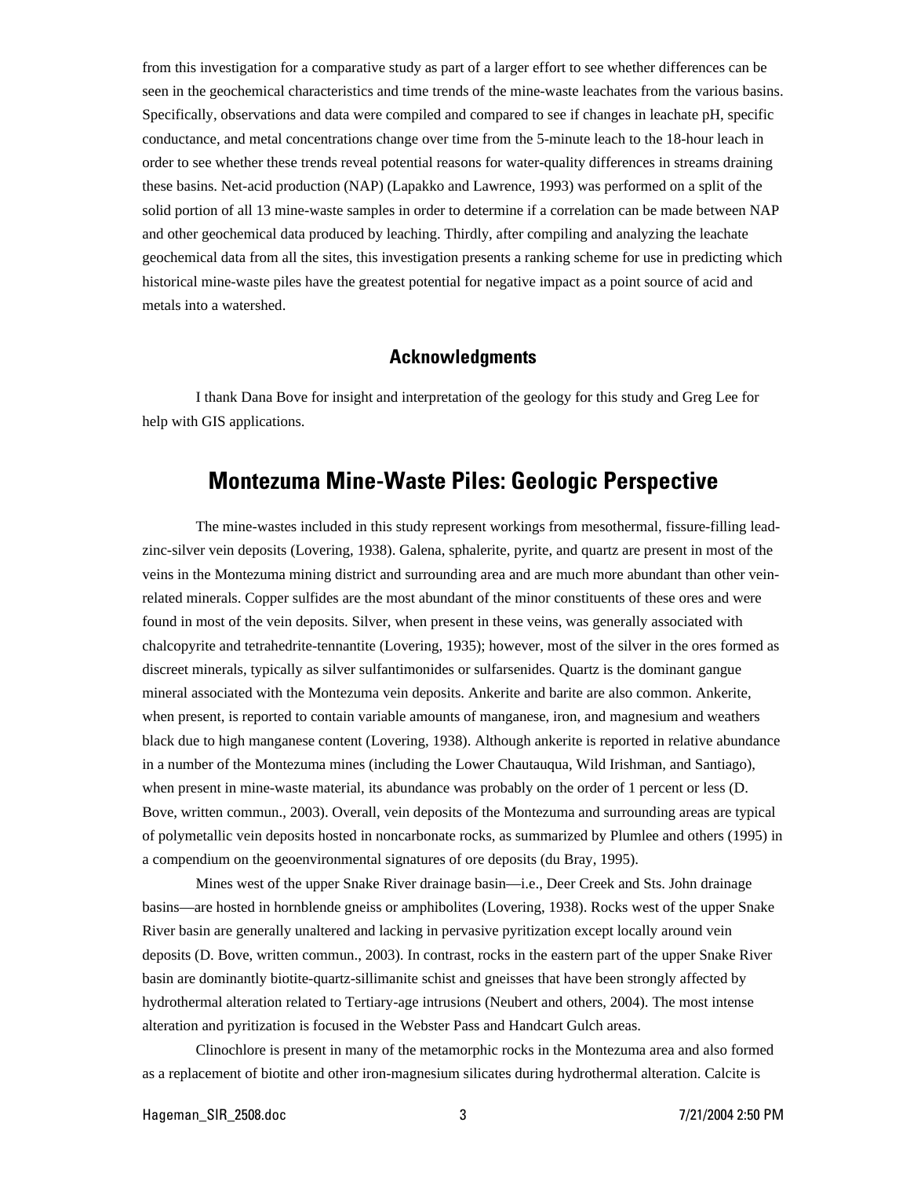from this investigation for a comparative study as part of a larger effort to see whether differences can be seen in the geochemical characteristics and time trends of the mine-waste leachates from the various basins. Specifically, observations and data were compiled and compared to see if changes in leachate pH, specific conductance, and metal concentrations change over time from the 5-minute leach to the 18-hour leach in order to see whether these trends reveal potential reasons for water-quality differences in streams draining these basins. Net-acid production (NAP) (Lapakko and Lawrence, 1993) was performed on a split of the solid portion of all 13 mine-waste samples in order to determine if a correlation can be made between NAP and other geochemical data produced by leaching. Thirdly, after compiling and analyzing the leachate geochemical data from all the sites, this investigation presents a ranking scheme for use in predicting which historical mine-waste piles have the greatest potential for negative impact as a point source of acid and metals into a watershed.

### Acknowledgments

I thank Dana Bove for insight and interpretation of the geology for this study and Greg Lee for help with GIS applications.

## Montezuma Mine-Waste Piles: Geologic Perspective

The mine-wastes included in this study represent workings from mesothermal, fissure-filling lead-zinc-silver vein deposits (Lovering, 1938). Galena, sphalerite, pyrite, and quartz are present in most of the veins in the Montezuma mining district and surrounding area and are much more abundant than other vein-related minerals. Copper sulfides are the most abundant of the minor constituents of these ores and were found in most of the vein deposits. Silver, when present in these veins, was generally associated with chalcopyrite and tetrahedrite-tennantite (Lovering, 1935); however, most of the silver in the ores formed as discreet minerals, typically as silver sulfantimonides or sulfarsenides. Quartz is the dominant gangue mineral associated with the Montezuma vein deposits. Ankerite and barite are also common. Ankerite, when present, is reported to contain variable amounts of manganese, iron, and magnesium and weathers black due to high manganese content (Lovering, 1938). Although ankerite is reported in relative abundance in a number of the Montezuma mines (including the Lower Chautauqua, Wild Irishman, and Santiago), when present in mine-waste material, its abundance was probably on the order of 1 percent or less (D. Bove, written commun., 2003). Overall, vein deposits of the Montezuma and surrounding areas are typical of polymetallic vein deposits hosted in noncarbonate rocks, as summarized by Plumlee and others (1995) in a compendium on the geoenvironmental signatures of ore deposits (du Bray, 1995).

Mines west of the upper Snake River drainage basin—i.e., Deer Creek and Sts. John drainage basins—are hosted in hornblende gneiss or amphibolites (Lovering, 1938). Rocks west of the upper Snake River basin are generally unaltered and lacking in pervasive pyritization except locally around vein deposits (D. Bove, written commun., 2003). In contrast, rocks in the eastern part of the upper Snake River basin are dominantly biotite-quartz-sillimanite schist and gneisses that have been strongly affected by hydrothermal alteration related to Tertiary-age intrusions (Neubert and others, 2004). The most intense alteration and pyritization is focused in the Webster Pass and Handcart Gulch areas.

Clinochlore is present in many of the metamorphic rocks in the Montezuma area and also formed as a replacement of biotite and other iron-magnesium silicates during hydrothermal alteration. Calcite is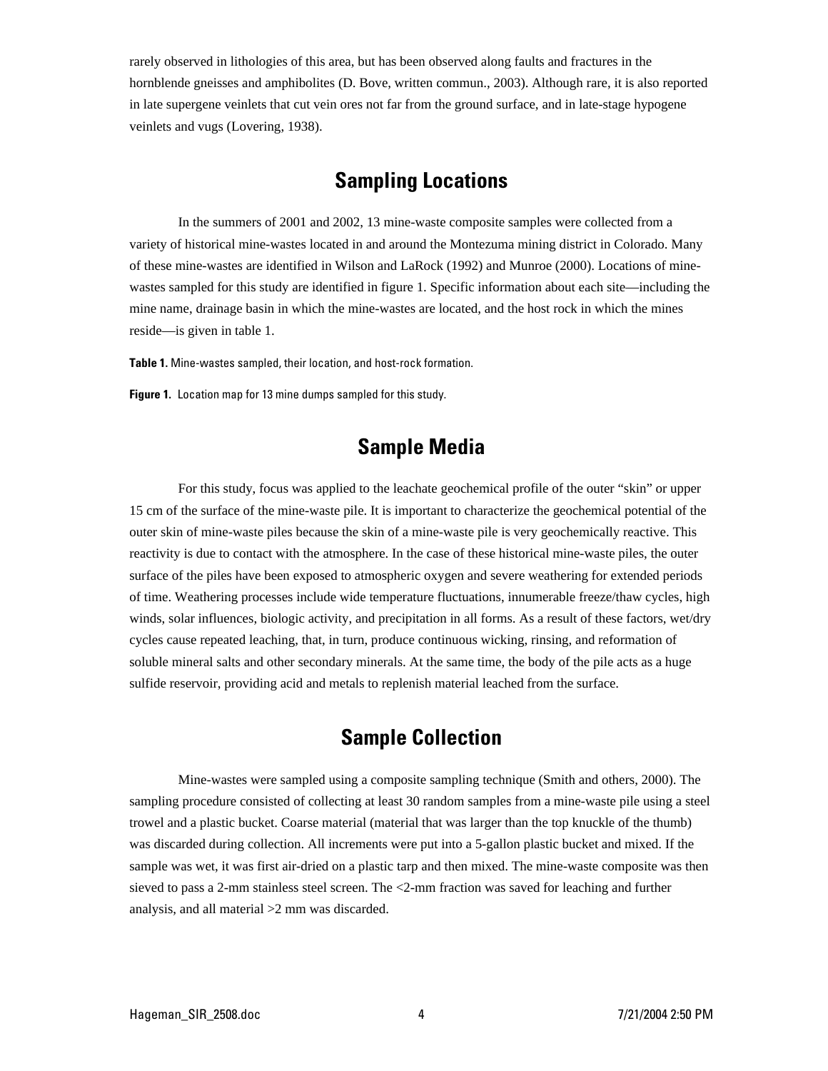rarely observed in lithologies of this area, but has been observed along faults and fractures in the hornblende gneisses and amphibolites (D. Bove, written commun., 2003). Although rare, it is also reported in late supergene veinlets that cut vein ores not far from the ground surface, and in late-stage hypogene veinlets and vugs (Lovering, 1938).

## Sampling Locations

In the summers of 2001 and 2002, 13 mine-waste composite samples were collected from a variety of historical mine-wastes located in and around the Montezuma mining district in Colorado. Many of these mine-wastes are identified in Wilson and LaRock (1992) and Munroe (2000). Locations of mine-wastes sampled for this study are identified in figure 1. Specific information about each site—including the mine name, drainage basin in which the mine-wastes are located, and the host rock in which the mines reside—is given in table 1.

**Table 1.** Mine-wastes sampled, their location, and host-rock formation.

**Figure 1.** Location map for 13 mine dumps sampled for this study.

## Sample Media

For this study, focus was applied to the leachate geochemical profile of the outer "skin" or upper 15 cm of the surface of the mine-waste pile. It is important to characterize the geochemical potential of the outer skin of mine-waste piles because the skin of a mine-waste pile is very geochemically reactive. This reactivity is due to contact with the atmosphere. In the case of these historical mine-waste piles, the outer surface of the piles have been exposed to atmospheric oxygen and severe weathering for extended periods of time. Weathering processes include wide temperature fluctuations, innumerable freeze/thaw cycles, high winds, solar influences, biologic activity, and precipitation in all forms. As a result of these factors, wet/dry cycles cause repeated leaching, that, in turn, produce continuous wicking, rinsing, and reformation of soluble mineral salts and other secondary minerals. At the same time, the body of the pile acts as a huge sulfide reservoir, providing acid and metals to replenish material leached from the surface.

## Sample Collection

Mine-wastes were sampled using a composite sampling technique (Smith and others, 2000). The sampling procedure consisted of collecting at least 30 random samples from a mine-waste pile using a steel trowel and a plastic bucket. Coarse material (material that was larger than the top knuckle of the thumb) was discarded during collection. All increments were put into a 5-gallon plastic bucket and mixed. If the sample was wet, it was first air-dried on a plastic tarp and then mixed. The mine-waste composite was then sieved to pass a 2-mm stainless steel screen. The <2-mm fraction was saved for leaching and further analysis, and all material >2 mm was discarded.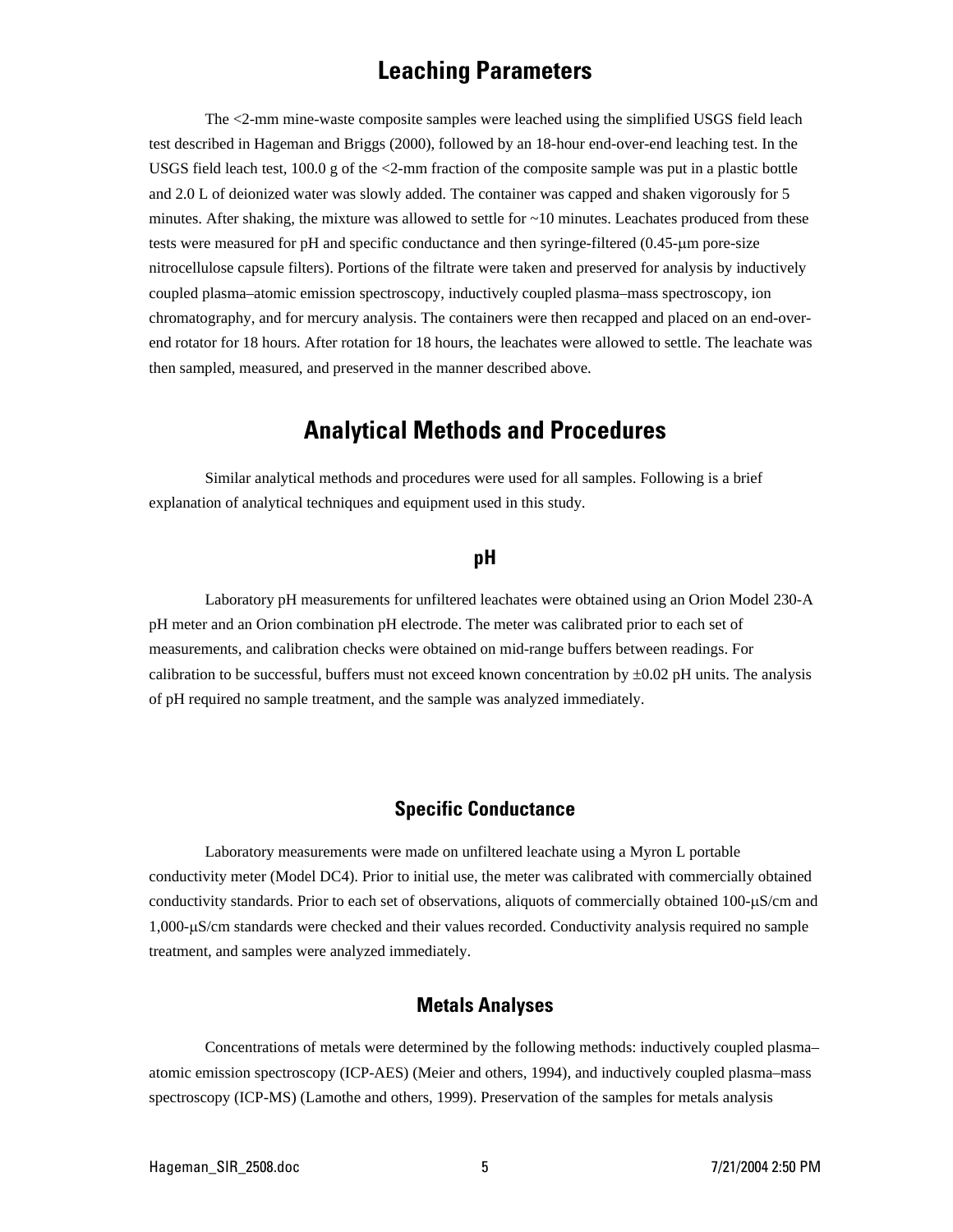## Leaching Parameters

The <2-mm mine-waste composite samples were leached using the simplified USGS field leach test described in Hageman and Briggs (2000), followed by an 18-hour end-over-end leaching test. In the USGS field leach test, 100.0 g of the <2-mm fraction of the composite sample was put in a plastic bottle and 2.0 L of deionized water was slowly added. The container was capped and shaken vigorously for 5 minutes. After shaking, the mixture was allowed to settle for ~10 minutes. Leachates produced from these tests were measured for pH and specific conductance and then syringe-filtered (0.45-μm pore-size nitrocellulose capsule filters). Portions of the filtrate were taken and preserved for analysis by inductively coupled plasma–atomic emission spectroscopy, inductively coupled plasma–mass spectroscopy, ion chromatography, and for mercury analysis. The containers were then recapped and placed on an end-over-end rotator for 18 hours. After rotation for 18 hours, the leachates were allowed to settle. The leachate was then sampled, measured, and preserved in the manner described above.

## Analytical Methods and Procedures

Similar analytical methods and procedures were used for all samples. Following is a brief explanation of analytical techniques and equipment used in this study.

### pH

Laboratory pH measurements for unfiltered leachates were obtained using an Orion Model 230-A pH meter and an Orion combination pH electrode. The meter was calibrated prior to each set of measurements, and calibration checks were obtained on mid-range buffers between readings. For calibration to be successful, buffers must not exceed known concentration by ±0.02 pH units. The analysis of pH required no sample treatment, and the sample was analyzed immediately.

### Specific Conductance

Laboratory measurements were made on unfiltered leachate using a Myron L portable conductivity meter (Model DC4). Prior to initial use, the meter was calibrated with commercially obtained conductivity standards. Prior to each set of observations, aliquots of commercially obtained 100-μS/cm and 1,000-μS/cm standards were checked and their values recorded. Conductivity analysis required no sample treatment, and samples were analyzed immediately.

### Metals Analyses

Concentrations of metals were determined by the following methods: inductively coupled plasma–atomic emission spectroscopy (ICP-AES) (Meier and others, 1994), and inductively coupled plasma–mass spectroscopy (ICP-MS) (Lamothe and others, 1999). Preservation of the samples for metals analysis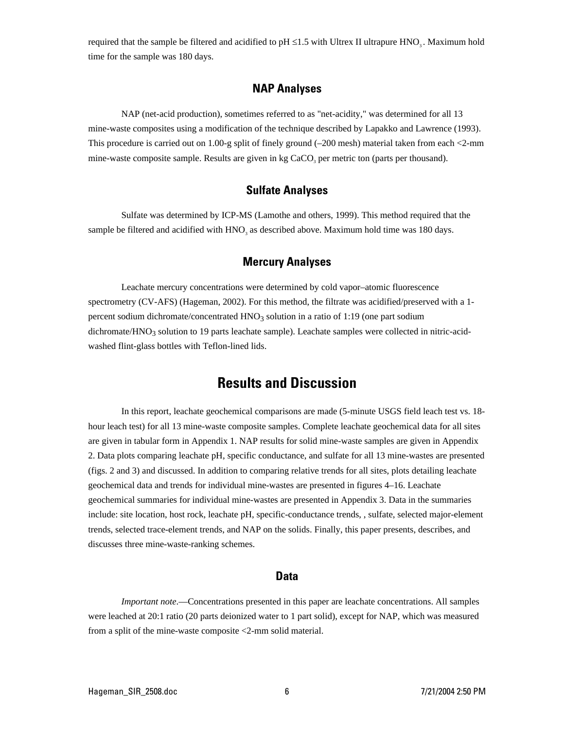required that the sample be filtered and acidified to pH ≤1.5 with Ultrex II ultrapure $HNO_3$. Maximum hold time for the sample was 180 days.

### NAP Analyses

NAP (net-acid production), sometimes referred to as "net-acidity," was determined for all 13 mine-waste composites using a modification of the technique described by Lapakko and Lawrence (1993). This procedure is carried out on 1.00-g split of finely ground (–200 mesh) material taken from each <2-mm mine-waste composite sample. Results are given in kg $CaCO_3$ per metric ton (parts per thousand).

### Sulfate Analyses

Sulfate was determined by ICP-MS (Lamothe and others, 1999). This method required that the sample be filtered and acidified with $HNO_3$ as described above. Maximum hold time was 180 days.

### Mercury Analyses

Leachate mercury concentrations were determined by cold vapor–atomic fluorescence spectrometry (CV-AFS) (Hageman, 2002). For this method, the filtrate was acidified/preserved with a 1-percent sodium dichromate/concentrated $HNO_3$ solution in a ratio of 1:19 (one part sodium dichromate/$HNO_3$ solution to 19 parts leachate sample). Leachate samples were collected in nitric-acid-washed flint-glass bottles with Teflon-lined lids.

## Results and Discussion

In this report, leachate geochemical comparisons are made (5-minute USGS field leach test vs. 18-hour leach test) for all 13 mine-waste composite samples. Complete leachate geochemical data for all sites are given in tabular form in Appendix 1. NAP results for solid mine-waste samples are given in Appendix 2. Data plots comparing leachate pH, specific conductance, and sulfate for all 13 mine-wastes are presented (figs. 2 and 3) and discussed. In addition to comparing relative trends for all sites, plots detailing leachate geochemical data and trends for individual mine-wastes are presented in figures 4–16. Leachate geochemical summaries for individual mine-wastes are presented in Appendix 3. Data in the summaries include: site location, host rock, leachate pH, specific-conductance trends, , sulfate, selected major-element trends, selected trace-element trends, and NAP on the solids. Finally, this paper presents, describes, and discusses three mine-waste-ranking schemes.

### Data

*Important note*.—Concentrations presented in this paper are leachate concentrations. All samples were leached at 20:1 ratio (20 parts deionized water to 1 part solid), except for NAP, which was measured from a split of the mine-waste composite <2-mm solid material.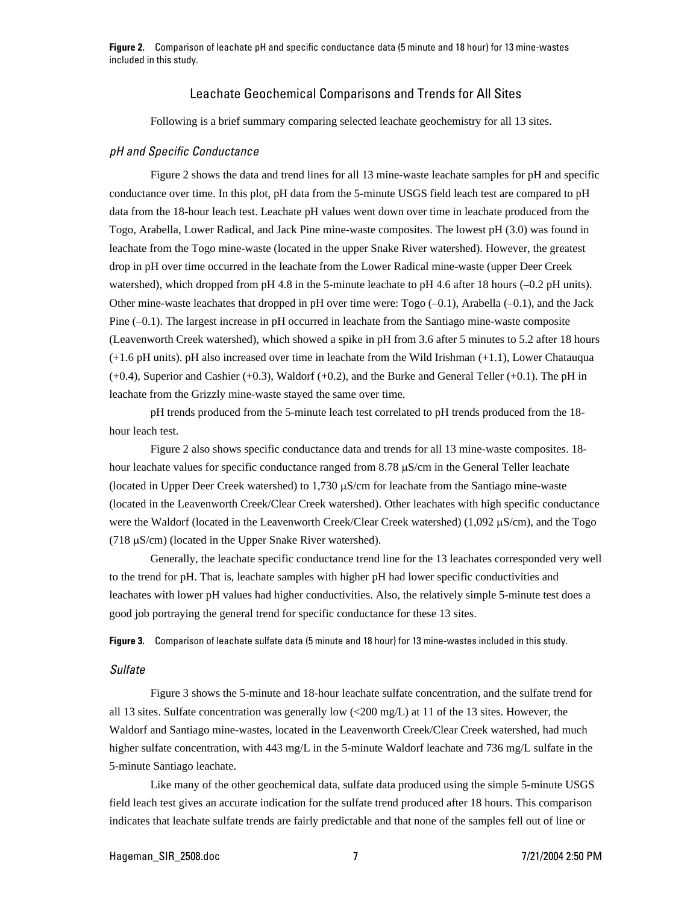**Figure 2.** Comparison of leachate pH and specific conductance data (5 minute and 18 hour) for 13 mine-wastes included in this study.

## Leachate Geochemical Comparisons and Trends for All Sites

Following is a brief summary comparing selected leachate geochemistry for all 13 sites.

### *pH and Specific Conductance*

Figure 2 shows the data and trend lines for all 13 mine-waste leachate samples for pH and specific conductance over time. In this plot, pH data from the 5-minute USGS field leach test are compared to pH data from the 18-hour leach test. Leachate pH values went down over time in leachate produced from the Togo, Arabella, Lower Radical, and Jack Pine mine-waste composites. The lowest pH (3.0) was found in leachate from the Togo mine-waste (located in the upper Snake River watershed). However, the greatest drop in pH over time occurred in the leachate from the Lower Radical mine-waste (upper Deer Creek watershed), which dropped from pH 4.8 in the 5-minute leachate to pH 4.6 after 18 hours (–0.2 pH units). Other mine-waste leachates that dropped in pH over time were: Togo (–0.1), Arabella (–0.1), and the Jack Pine (–0.1). The largest increase in pH occurred in leachate from the Santiago mine-waste composite (Leavenworth Creek watershed), which showed a spike in pH from 3.6 after 5 minutes to 5.2 after 18 hours (+1.6 pH units). pH also increased over time in leachate from the Wild Irishman (+1.1), Lower Chatauqua (+0.4), Superior and Cashier (+0.3), Waldorf (+0.2), and the Burke and General Teller (+0.1). The pH in leachate from the Grizzly mine-waste stayed the same over time.

pH trends produced from the 5-minute leach test correlated to pH trends produced from the 18-hour leach test.

Figure 2 also shows specific conductance data and trends for all 13 mine-waste composites. 18-hour leachate values for specific conductance ranged from 8.78 μS/cm in the General Teller leachate (located in Upper Deer Creek watershed) to 1,730 μS/cm for leachate from the Santiago mine-waste (located in the Leavenworth Creek/Clear Creek watershed). Other leachates with high specific conductance were the Waldorf (located in the Leavenworth Creek/Clear Creek watershed) (1,092 μS/cm), and the Togo (718 μS/cm) (located in the Upper Snake River watershed).

Generally, the leachate specific conductance trend line for the 13 leachates corresponded very well to the trend for pH. That is, leachate samples with higher pH had lower specific conductivities and leachates with lower pH values had higher conductivities. Also, the relatively simple 5-minute test does a good job portraying the general trend for specific conductance for these 13 sites.

**Figure 3.** Comparison of leachate sulfate data (5 minute and 18 hour) for 13 mine-wastes included in this study.

### *Sulfate*

Figure 3 shows the 5-minute and 18-hour leachate sulfate concentration, and the sulfate trend for all 13 sites. Sulfate concentration was generally low (<200 mg/L) at 11 of the 13 sites. However, the Waldorf and Santiago mine-wastes, located in the Leavenworth Creek/Clear Creek watershed, had much higher sulfate concentration, with 443 mg/L in the 5-minute Waldorf leachate and 736 mg/L sulfate in the 5-minute Santiago leachate.

Like many of the other geochemical data, sulfate data produced using the simple 5-minute USGS field leach test gives an accurate indication for the sulfate trend produced after 18 hours. This comparison indicates that leachate sulfate trends are fairly predictable and that none of the samples fell out of line or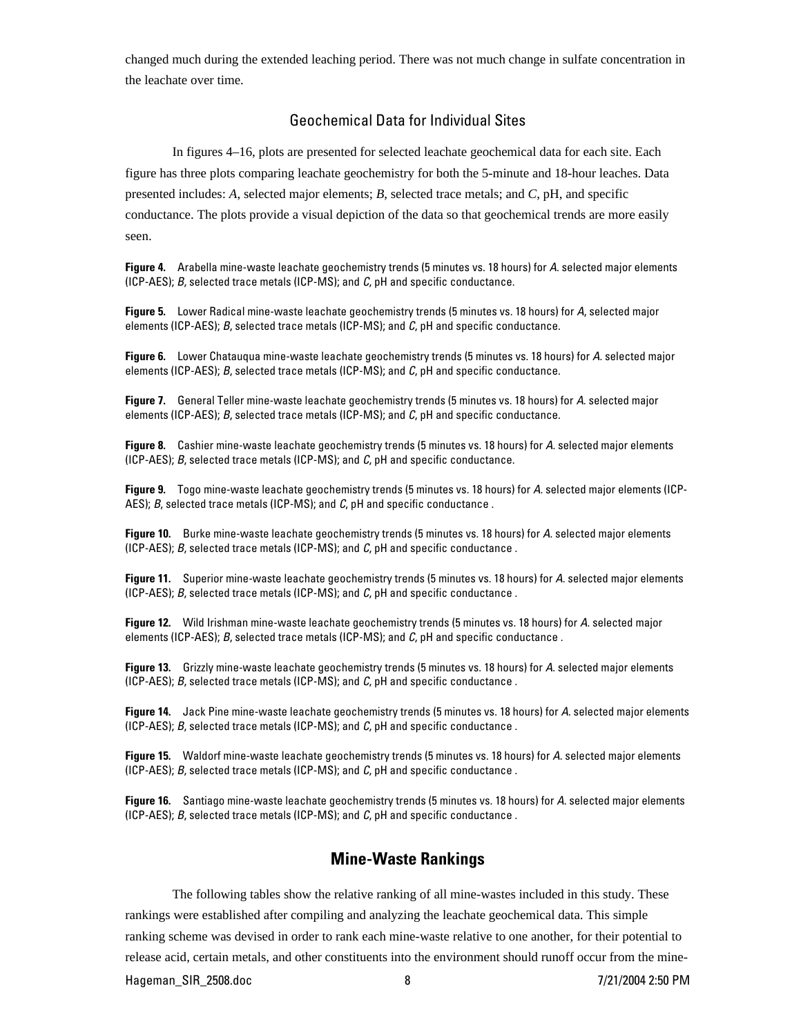changed much during the extended leaching period. There was not much change in sulfate concentration in the leachate over time.

## Geochemical Data for Individual Sites

In figures 4–16, plots are presented for selected leachate geochemical data for each site. Each figure has three plots comparing leachate geochemistry for both the 5-minute and 18-hour leaches. Data presented includes: *A*, selected major elements; *B*, selected trace metals; and *C*, pH, and specific conductance. The plots provide a visual depiction of the data so that geochemical trends are more easily seen.

**Figure 4.** Arabella mine-waste leachate geochemistry trends (5 minutes vs. 18 hours) for *A*. selected major elements (ICP-AES); *B*, selected trace metals (ICP-MS); and *C*, pH and specific conductance.

**Figure 5.** Lower Radical mine-waste leachate geochemistry trends (5 minutes vs. 18 hours) for *A*, selected major elements (ICP-AES); *B*, selected trace metals (ICP-MS); and *C*, pH and specific conductance.

**Figure 6.** Lower Chatauqua mine-waste leachate geochemistry trends (5 minutes vs. 18 hours) for *A*. selected major elements (ICP-AES); *B*, selected trace metals (ICP-MS); and *C*, pH and specific conductance.

**Figure 7.** General Teller mine-waste leachate geochemistry trends (5 minutes vs. 18 hours) for *A*. selected major elements (ICP-AES); *B*, selected trace metals (ICP-MS); and *C*, pH and specific conductance.

**Figure 8.** Cashier mine-waste leachate geochemistry trends (5 minutes vs. 18 hours) for *A*. selected major elements (ICP-AES); *B*, selected trace metals (ICP-MS); and *C*, pH and specific conductance.

**Figure 9.** Togo mine-waste leachate geochemistry trends (5 minutes vs. 18 hours) for *A*. selected major elements (ICP-AES); *B*, selected trace metals (ICP-MS); and *C*, pH and specific conductance .

**Figure 10.** Burke mine-waste leachate geochemistry trends (5 minutes vs. 18 hours) for *A*. selected major elements (ICP-AES); *B*, selected trace metals (ICP-MS); and *C*, pH and specific conductance .

**Figure 11.** Superior mine-waste leachate geochemistry trends (5 minutes vs. 18 hours) for *A*. selected major elements (ICP-AES); *B*, selected trace metals (ICP-MS); and *C*, pH and specific conductance .

**Figure 12.** Wild Irishman mine-waste leachate geochemistry trends (5 minutes vs. 18 hours) for *A*. selected major elements (ICP-AES); *B*, selected trace metals (ICP-MS); and *C*, pH and specific conductance .

**Figure 13.** Grizzly mine-waste leachate geochemistry trends (5 minutes vs. 18 hours) for *A*. selected major elements (ICP-AES); *B*, selected trace metals (ICP-MS); and *C*, pH and specific conductance .

**Figure 14.** Jack Pine mine-waste leachate geochemistry trends (5 minutes vs. 18 hours) for *A*. selected major elements (ICP-AES); *B*, selected trace metals (ICP-MS); and *C*, pH and specific conductance .

**Figure 15.** Waldorf mine-waste leachate geochemistry trends (5 minutes vs. 18 hours) for *A*. selected major elements (ICP-AES); *B*, selected trace metals (ICP-MS); and *C*, pH and specific conductance .

**Figure 16.** Santiago mine-waste leachate geochemistry trends (5 minutes vs. 18 hours) for *A*. selected major elements (ICP-AES); *B*, selected trace metals (ICP-MS); and *C*, pH and specific conductance .

# Mine-Waste Rankings

The following tables show the relative ranking of all mine-wastes included in this study. These rankings were established after compiling and analyzing the leachate geochemical data. This simple ranking scheme was devised in order to rank each mine-waste relative to one another, for their potential to release acid, certain metals, and other constituents into the environment should runoff occur from the mine-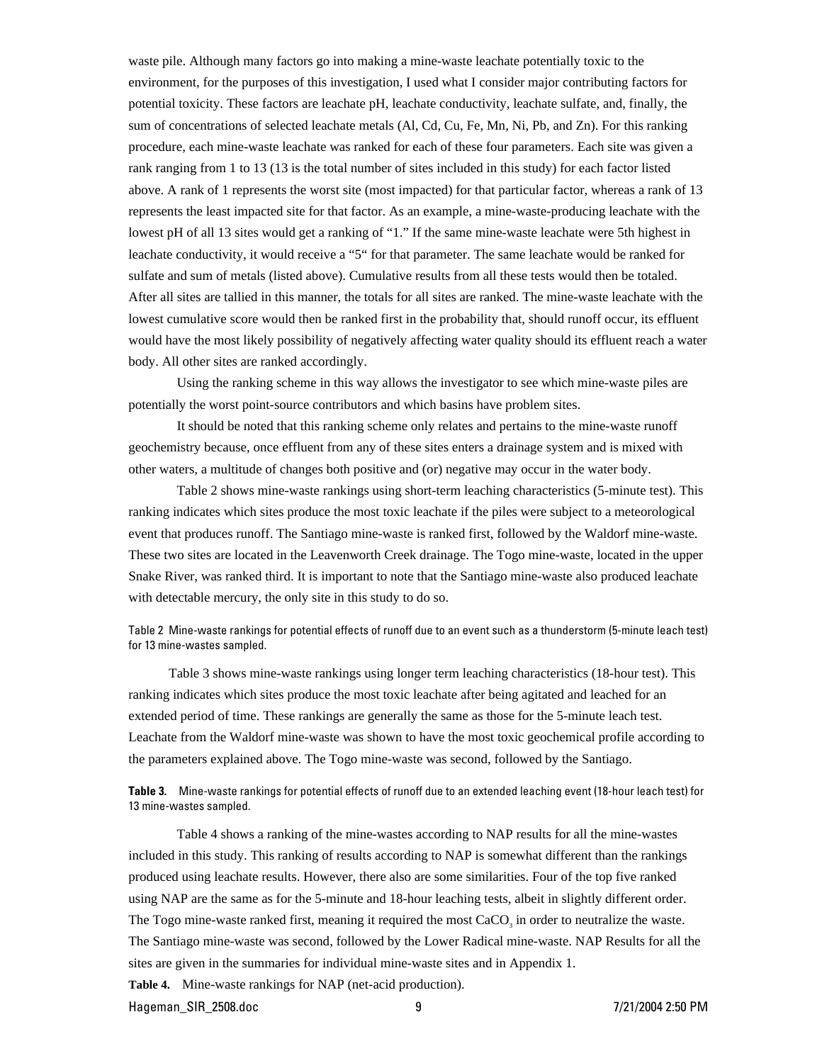waste pile. Although many factors go into making a mine-waste leachate potentially toxic to the environment, for the purposes of this investigation, I used what I consider major contributing factors for potential toxicity. These factors are leachate pH, leachate conductivity, leachate sulfate, and, finally, the sum of concentrations of selected leachate metals (Al, Cd, Cu, Fe, Mn, Ni, Pb, and Zn). For this ranking procedure, each mine-waste leachate was ranked for each of these four parameters. Each site was given a rank ranging from 1 to 13 (13 is the total number of sites included in this study) for each factor listed above. A rank of 1 represents the worst site (most impacted) for that particular factor, whereas a rank of 13 represents the least impacted site for that factor. As an example, a mine-waste-producing leachate with the lowest pH of all 13 sites would get a ranking of "1." If the same mine-waste leachate were 5th highest in leachate conductivity, it would receive a "5" for that parameter. The same leachate would be ranked for sulfate and sum of metals (listed above). Cumulative results from all these tests would then be totaled. After all sites are tallied in this manner, the totals for all sites are ranked. The mine-waste leachate with the lowest cumulative score would then be ranked first in the probability that, should runoff occur, its effluent would have the most likely possibility of negatively affecting water quality should its effluent reach a water body. All other sites are ranked accordingly.

Using the ranking scheme in this way allows the investigator to see which mine-waste piles are potentially the worst point-source contributors and which basins have problem sites.

It should be noted that this ranking scheme only relates and pertains to the mine-waste runoff geochemistry because, once effluent from any of these sites enters a drainage system and is mixed with other waters, a multitude of changes both positive and (or) negative may occur in the water body.

Table 2 shows mine-waste rankings using short-term leaching characteristics (5-minute test). This ranking indicates which sites produce the most toxic leachate if the piles were subject to a meteorological event that produces runoff. The Santiago mine-waste is ranked first, followed by the Waldorf mine-waste. These two sites are located in the Leavenworth Creek drainage. The Togo mine-waste, located in the upper Snake River, was ranked third. It is important to note that the Santiago mine-waste also produced leachate with detectable mercury, the only site in this study to do so.

Table 2 Mine-waste rankings for potential effects of runoff due to an event such as a thunderstorm (5-minute leach test) for 13 mine-wastes sampled.

Table 3 shows mine-waste rankings using longer term leaching characteristics (18-hour test). This ranking indicates which sites produce the most toxic leachate after being agitated and leached for an extended period of time. These rankings are generally the same as those for the 5-minute leach test. Leachate from the Waldorf mine-waste was shown to have the most toxic geochemical profile according to the parameters explained above. The Togo mine-waste was second, followed by the Santiago.

**Table 3.** Mine-waste rankings for potential effects of runoff due to an extended leaching event (18-hour leach test) for 13 mine-wastes sampled.

Table 4 shows a ranking of the mine-wastes according to NAP results for all the mine-wastes included in this study. This ranking of results according to NAP is somewhat different than the rankings produced using leachate results. However, there also are some similarities. Four of the top five ranked using NAP are the same as for the 5-minute and 18-hour leaching tests, albeit in slightly different order. The Togo mine-waste ranked first, meaning it required the most $CaCO_3$ in order to neutralize the waste. The Santiago mine-waste was second, followed by the Lower Radical mine-waste. NAP Results for all the sites are given in the summaries for individual mine-waste sites and in Appendix 1.

**Table 4.** Mine-waste rankings for NAP (net-acid production).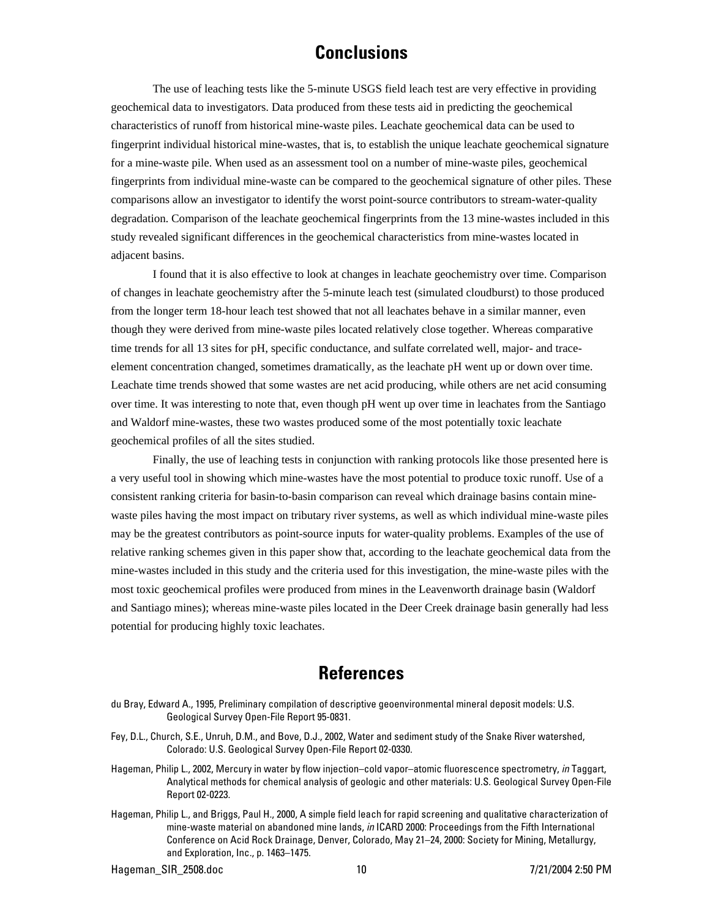## Conclusions

The use of leaching tests like the 5-minute USGS field leach test are very effective in providing geochemical data to investigators. Data produced from these tests aid in predicting the geochemical characteristics of runoff from historical mine-waste piles. Leachate geochemical data can be used to fingerprint individual historical mine-wastes, that is, to establish the unique leachate geochemical signature for a mine-waste pile. When used as an assessment tool on a number of mine-waste piles, geochemical fingerprints from individual mine-waste can be compared to the geochemical signature of other piles. These comparisons allow an investigator to identify the worst point-source contributors to stream-water-quality degradation. Comparison of the leachate geochemical fingerprints from the 13 mine-wastes included in this study revealed significant differences in the geochemical characteristics from mine-wastes located in adjacent basins.

I found that it is also effective to look at changes in leachate geochemistry over time. Comparison of changes in leachate geochemistry after the 5-minute leach test (simulated cloudburst) to those produced from the longer term 18-hour leach test showed that not all leachates behave in a similar manner, even though they were derived from mine-waste piles located relatively close together. Whereas comparative time trends for all 13 sites for pH, specific conductance, and sulfate correlated well, major- and trace-element concentration changed, sometimes dramatically, as the leachate pH went up or down over time. Leachate time trends showed that some wastes are net acid producing, while others are net acid consuming over time. It was interesting to note that, even though pH went up over time in leachates from the Santiago and Waldorf mine-wastes, these two wastes produced some of the most potentially toxic leachate geochemical profiles of all the sites studied.

Finally, the use of leaching tests in conjunction with ranking protocols like those presented here is a very useful tool in showing which mine-wastes have the most potential to produce toxic runoff. Use of a consistent ranking criteria for basin-to-basin comparison can reveal which drainage basins contain mine-waste piles having the most impact on tributary river systems, as well as which individual mine-waste piles may be the greatest contributors as point-source inputs for water-quality problems. Examples of the use of relative ranking schemes given in this paper show that, according to the leachate geochemical data from the mine-wastes included in this study and the criteria used for this investigation, the mine-waste piles with the most toxic geochemical profiles were produced from mines in the Leavenworth drainage basin (Waldorf and Santiago mines); whereas mine-waste piles located in the Deer Creek drainage basin generally had less potential for producing highly toxic leachates.

## References

du Bray, Edward A., 1995, Preliminary compilation of descriptive geoenvironmental mineral deposit models: U.S. Geological Survey Open-File Report 95-0831.

Fey, D.L., Church, S.E., Unruh, D.M., and Bove, D.J., 2002, Water and sediment study of the Snake River watershed, Colorado: U.S. Geological Survey Open-File Report 02-0330.

Hageman, Philip L., 2002, Mercury in water by flow injection–cold vapor–atomic fluorescence spectrometry, *in* Taggart, Analytical methods for chemical analysis of geologic and other materials: U.S. Geological Survey Open-File Report 02-0223.

Hageman, Philip L., and Briggs, Paul H., 2000, A simple field leach for rapid screening and qualitative characterization of mine-waste material on abandoned mine lands, *in* ICARD 2000: Proceedings from the Fifth International Conference on Acid Rock Drainage, Denver, Colorado, May 21–24, 2000: Society for Mining, Metallurgy, and Exploration, Inc., p. 1463–1475.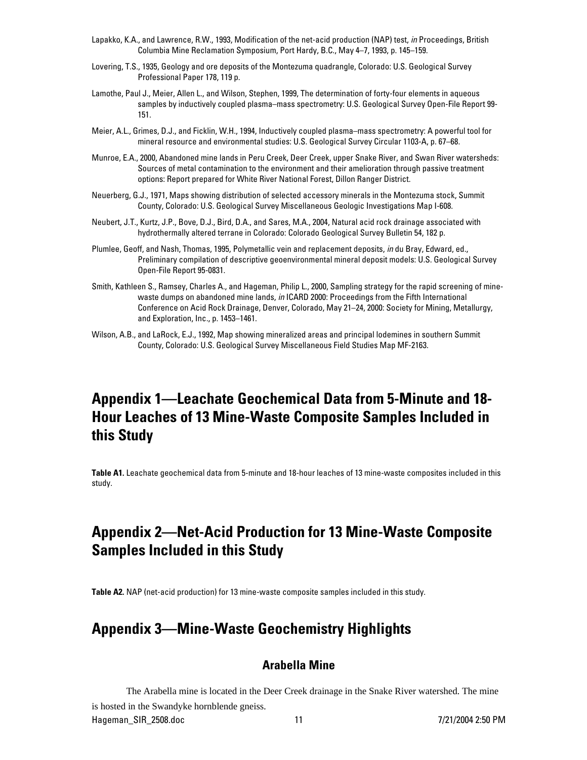Lapakko, K.A., and Lawrence, R.W., 1993, Modification of the net-acid production (NAP) test, *in* Proceedings, British Columbia Mine Reclamation Symposium, Port Hardy, B.C., May 4–7, 1993, p. 145–159.

Lovering, T.S., 1935, Geology and ore deposits of the Montezuma quadrangle, Colorado: U.S. Geological Survey Professional Paper 178, 119 p.

Lamothe, Paul J., Meier, Allen L., and Wilson, Stephen, 1999, The determination of forty-four elements in aqueous samples by inductively coupled plasma–mass spectrometry: U.S. Geological Survey Open-File Report 99-151.

Meier, A.L., Grimes, D.J., and Ficklin, W.H., 1994, Inductively coupled plasma–mass spectrometry: A powerful tool for mineral resource and environmental studies: U.S. Geological Survey Circular 1103-A, p. 67–68.

Munroe, E.A., 2000, Abandoned mine lands in Peru Creek, Deer Creek, upper Snake River, and Swan River watersheds: Sources of metal contamination to the environment and their amelioration through passive treatment options: Report prepared for White River National Forest, Dillon Ranger District.

Neuerberg, G.J., 1971, Maps showing distribution of selected accessory minerals in the Montezuma stock, Summit County, Colorado: U.S. Geological Survey Miscellaneous Geologic Investigations Map I-608.

Neubert, J.T., Kurtz, J.P., Bove, D.J., Bird, D.A., and Sares, M.A., 2004, Natural acid rock drainage associated with hydrothermally altered terrane in Colorado: Colorado Geological Survey Bulletin 54, 182 p.

Plumlee, Geoff, and Nash, Thomas, 1995, Polymetallic vein and replacement deposits, *in* du Bray, Edward, ed., Preliminary compilation of descriptive geoenvironmental mineral deposit models: U.S. Geological Survey Open-File Report 95-0831.

Smith, Kathleen S., Ramsey, Charles A., and Hageman, Philip L., 2000, Sampling strategy for the rapid screening of mine-waste dumps on abandoned mine lands, *in* ICARD 2000: Proceedings from the Fifth International Conference on Acid Rock Drainage, Denver, Colorado, May 21–24, 2000: Society for Mining, Metallurgy, and Exploration, Inc., p. 1453–1461.

Wilson, A.B., and LaRock, E.J., 1992, Map showing mineralized areas and principal lodemines in southern Summit County, Colorado: U.S. Geological Survey Miscellaneous Field Studies Map MF-2163.

# Appendix 1—Leachate Geochemical Data from 5-Minute and 18-Hour Leaches of 13 Mine-Waste Composite Samples Included in this Study

**Table A1.** Leachate geochemical data from 5-minute and 18-hour leaches of 13 mine-waste composites included in this study.

# Appendix 2—Net-Acid Production for 13 Mine-Waste Composite Samples Included in this Study

**Table A2.** NAP (net-acid production) for 13 mine-waste composite samples included in this study.

# Appendix 3—Mine-Waste Geochemistry Highlights

## Arabella Mine

The Arabella mine is located in the Deer Creek drainage in the Snake River watershed. The mine is hosted in the Swandyke hornblende gneiss.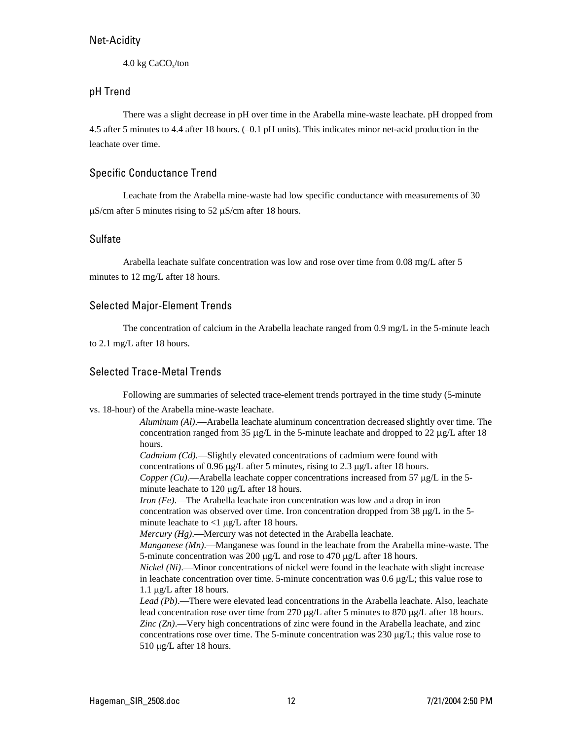## Net-Acidity

4.0 kg $CaCO_3$/ton

## pH Trend

There was a slight decrease in pH over time in the Arabella mine-waste leachate. pH dropped from 4.5 after 5 minutes to 4.4 after 18 hours. (–0.1 pH units). This indicates minor net-acid production in the leachate over time.

## Specific Conductance Trend

Leachate from the Arabella mine-waste had low specific conductance with measurements of 30 μS/cm after 5 minutes rising to 52 μS/cm after 18 hours.

## Sulfate

Arabella leachate sulfate concentration was low and rose over time from 0.08 mg/L after 5 minutes to 12 mg/L after 18 hours.

## Selected Major-Element Trends

The concentration of calcium in the Arabella leachate ranged from 0.9 mg/L in the 5-minute leach to 2.1 mg/L after 18 hours.

## Selected Trace-Metal Trends

Following are summaries of selected trace-element trends portrayed in the time study (5-minute vs. 18-hour) of the Arabella mine-waste leachate.

*Aluminum (Al)*.—Arabella leachate aluminum concentration decreased slightly over time. The concentration ranged from 35 μg/L in the 5-minute leachate and dropped to 22 μg/L after 18 hours.

*Cadmium (Cd)*.—Slightly elevated concentrations of cadmium were found with concentrations of 0.96 μg/L after 5 minutes, rising to 2.3 μg/L after 18 hours.

*Copper (Cu)*.—Arabella leachate copper concentrations increased from 57 μg/L in the 5-minute leachate to 120 μg/L after 18 hours.

*Iron (Fe)*.—The Arabella leachate iron concentration was low and a drop in iron concentration was observed over time. Iron concentration dropped from 38 μg/L in the 5-minute leachate to <1 μg/L after 18 hours.

*Mercury (Hg)*.—Mercury was not detected in the Arabella leachate.

*Manganese (Mn)*.—Manganese was found in the leachate from the Arabella mine-waste. The 5-minute concentration was 200 μg/L and rose to 470 μg/L after 18 hours.

*Nickel (Ni)*.—Minor concentrations of nickel were found in the leachate with slight increase in leachate concentration over time. 5-minute concentration was 0.6 μg/L; this value rose to 1.1 μg/L after 18 hours.

*Lead (Pb)*.—There were elevated lead concentrations in the Arabella leachate. Also, leachate lead concentration rose over time from 270 μg/L after 5 minutes to 870 μg/L after 18 hours.

*Zinc (Zn)*.—Very high concentrations of zinc were found in the Arabella leachate, and zinc concentrations rose over time. The 5-minute concentration was 230 μg/L; this value rose to 510 μg/L after 18 hours.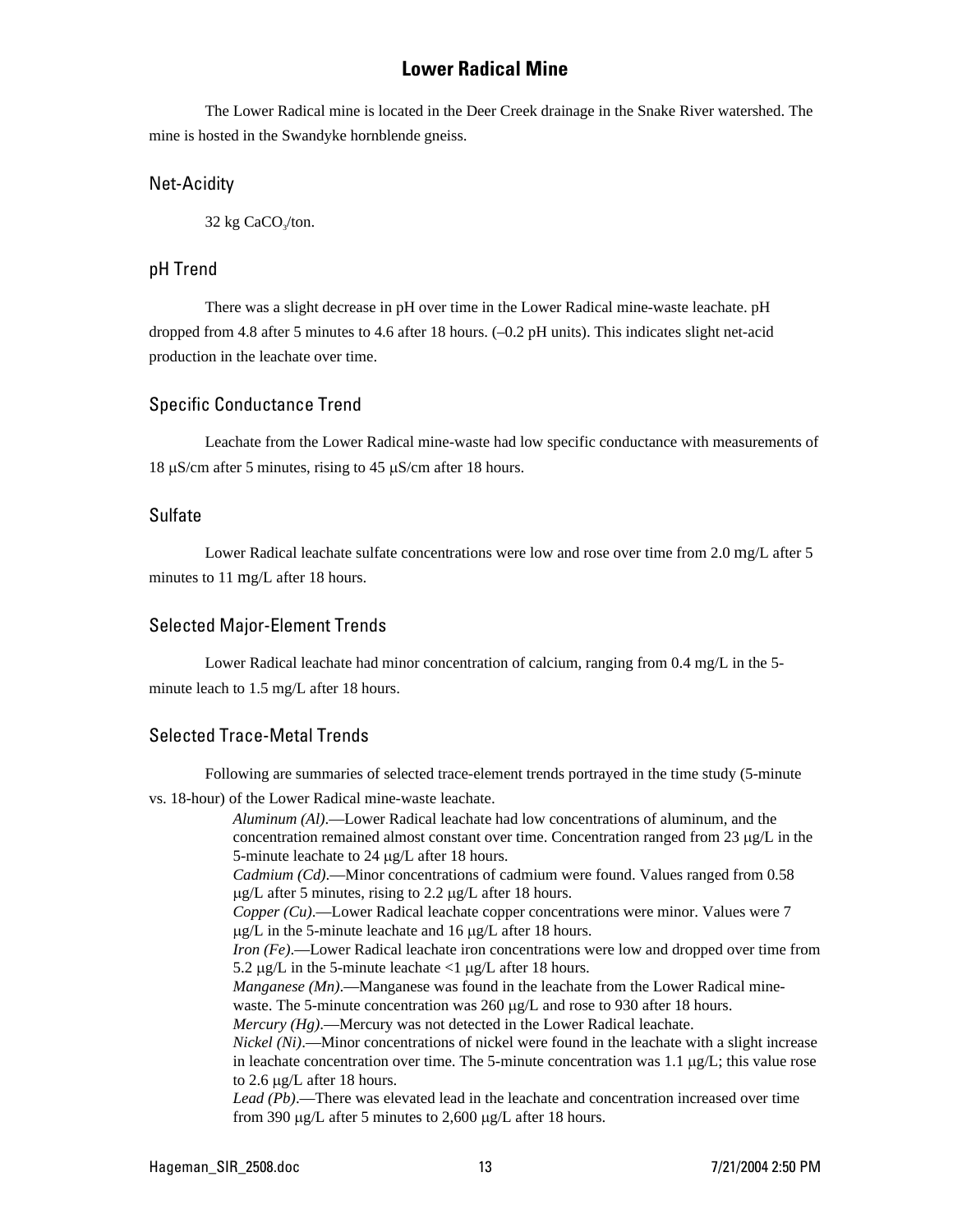# Lower Radical Mine

The Lower Radical mine is located in the Deer Creek drainage in the Snake River watershed. The mine is hosted in the Swandyke hornblende gneiss.

## Net-Acidity

32 kg $CaCO_3$/ton.

## pH Trend

There was a slight decrease in pH over time in the Lower Radical mine-waste leachate. pH dropped from 4.8 after 5 minutes to 4.6 after 18 hours. (–0.2 pH units). This indicates slight net-acid production in the leachate over time.

## Specific Conductance Trend

Leachate from the Lower Radical mine-waste had low specific conductance with measurements of 18 μS/cm after 5 minutes, rising to 45 μS/cm after 18 hours.

## Sulfate

Lower Radical leachate sulfate concentrations were low and rose over time from 2.0 mg/L after 5 minutes to 11 mg/L after 18 hours.

## Selected Major-Element Trends

Lower Radical leachate had minor concentration of calcium, ranging from 0.4 mg/L in the 5-minute leach to 1.5 mg/L after 18 hours.

## Selected Trace-Metal Trends

Following are summaries of selected trace-element trends portrayed in the time study (5-minute vs. 18-hour) of the Lower Radical mine-waste leachate.

*Aluminum (Al)*.—Lower Radical leachate had low concentrations of aluminum, and the concentration remained almost constant over time. Concentration ranged from 23 μg/L in the 5-minute leachate to 24 μg/L after 18 hours.

*Cadmium (Cd)*.—Minor concentrations of cadmium were found. Values ranged from 0.58 μg/L after 5 minutes, rising to 2.2 μg/L after 18 hours.

*Copper (Cu)*.—Lower Radical leachate copper concentrations were minor. Values were 7 μg/L in the 5-minute leachate and 16 μg/L after 18 hours.

*Iron (Fe)*.—Lower Radical leachate iron concentrations were low and dropped over time from 5.2 μg/L in the 5-minute leachate <1 μg/L after 18 hours.

*Manganese (Mn)*.—Manganese was found in the leachate from the Lower Radical mine-waste. The 5-minute concentration was 260 μg/L and rose to 930 after 18 hours.

*Mercury (Hg)*.—Mercury was not detected in the Lower Radical leachate.

*Nickel (Ni)*.—Minor concentrations of nickel were found in the leachate with a slight increase in leachate concentration over time. The 5-minute concentration was 1.1 μg/L; this value rose to 2.6 μg/L after 18 hours.

*Lead (Pb)*.—There was elevated lead in the leachate and concentration increased over time from 390 μg/L after 5 minutes to 2,600 μg/L after 18 hours.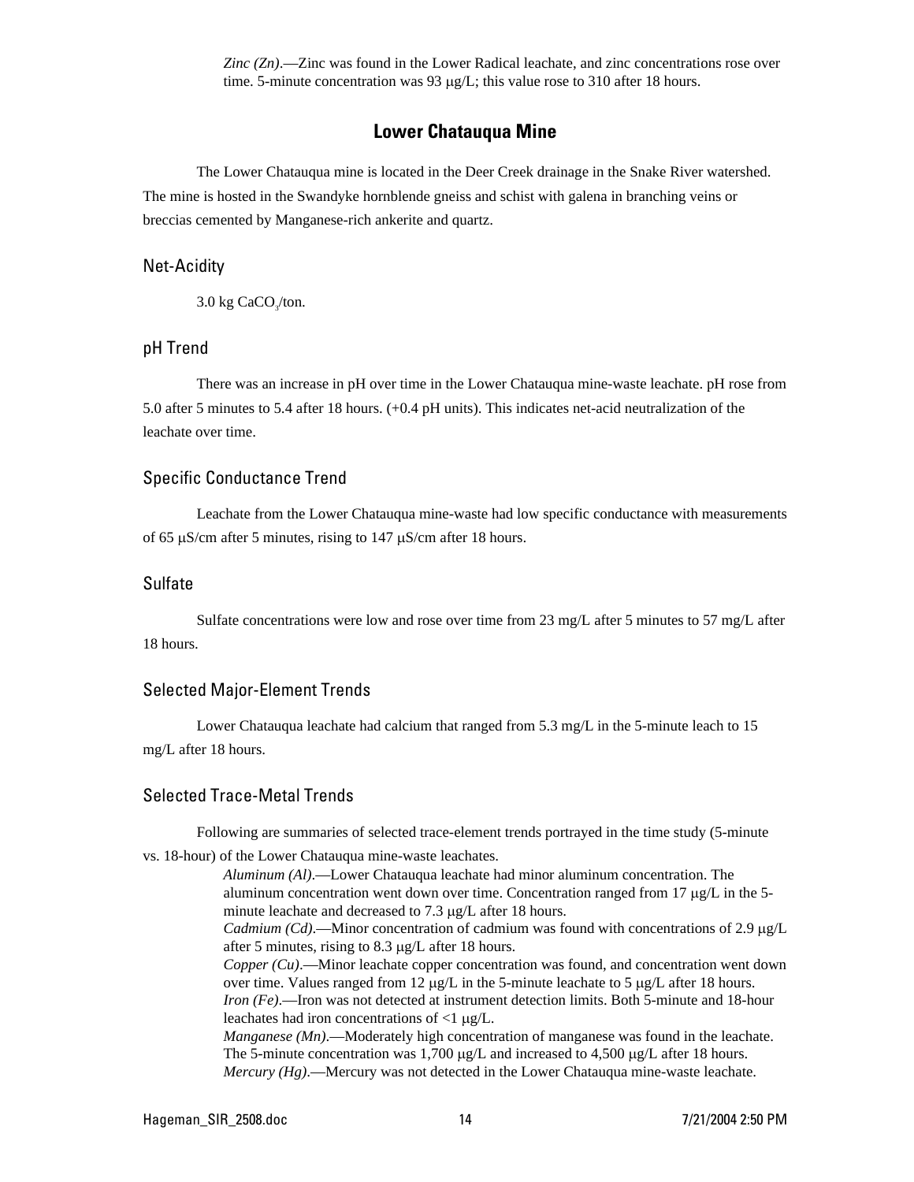*Zinc (Zn)*.—Zinc was found in the Lower Radical leachate, and zinc concentrations rose over time. 5-minute concentration was 93 μg/L; this value rose to 310 after 18 hours.

## Lower Chatauqua Mine

The Lower Chatauqua mine is located in the Deer Creek drainage in the Snake River watershed. The mine is hosted in the Swandyke hornblende gneiss and schist with galena in branching veins or breccias cemented by Manganese-rich ankerite and quartz.

### Net-Acidity

3.0 kg $CaCO_3$/ton.

### pH Trend

There was an increase in pH over time in the Lower Chatauqua mine-waste leachate. pH rose from 5.0 after 5 minutes to 5.4 after 18 hours. (+0.4 pH units). This indicates net-acid neutralization of the leachate over time.

### Specific Conductance Trend

Leachate from the Lower Chatauqua mine-waste had low specific conductance with measurements of 65 μS/cm after 5 minutes, rising to 147 μS/cm after 18 hours.

### Sulfate

Sulfate concentrations were low and rose over time from 23 mg/L after 5 minutes to 57 mg/L after 18 hours.

### Selected Major-Element Trends

Lower Chatauqua leachate had calcium that ranged from 5.3 mg/L in the 5-minute leach to 15 mg/L after 18 hours.

### Selected Trace-Metal Trends

Following are summaries of selected trace-element trends portrayed in the time study (5-minute vs. 18-hour) of the Lower Chatauqua mine-waste leachates.

*Aluminum (Al)*.—Lower Chatauqua leachate had minor aluminum concentration. The aluminum concentration went down over time. Concentration ranged from 17 μg/L in the 5-minute leachate and decreased to 7.3 μg/L after 18 hours.
*Cadmium (Cd)*.—Minor concentration of cadmium was found with concentrations of 2.9 μg/L after 5 minutes, rising to 8.3 μg/L after 18 hours.
*Copper (Cu)*.—Minor leachate copper concentration was found, and concentration went down over time. Values ranged from 12 μg/L in the 5-minute leachate to 5 μg/L after 18 hours.
*Iron (Fe)*.—Iron was not detected at instrument detection limits. Both 5-minute and 18-hour leachates had iron concentrations of <1 μg/L.
*Manganese (Mn)*.—Moderately high concentration of manganese was found in the leachate. The 5-minute concentration was 1,700 μg/L and increased to 4,500 μg/L after 18 hours.
*Mercury (Hg)*.—Mercury was not detected in the Lower Chatauqua mine-waste leachate.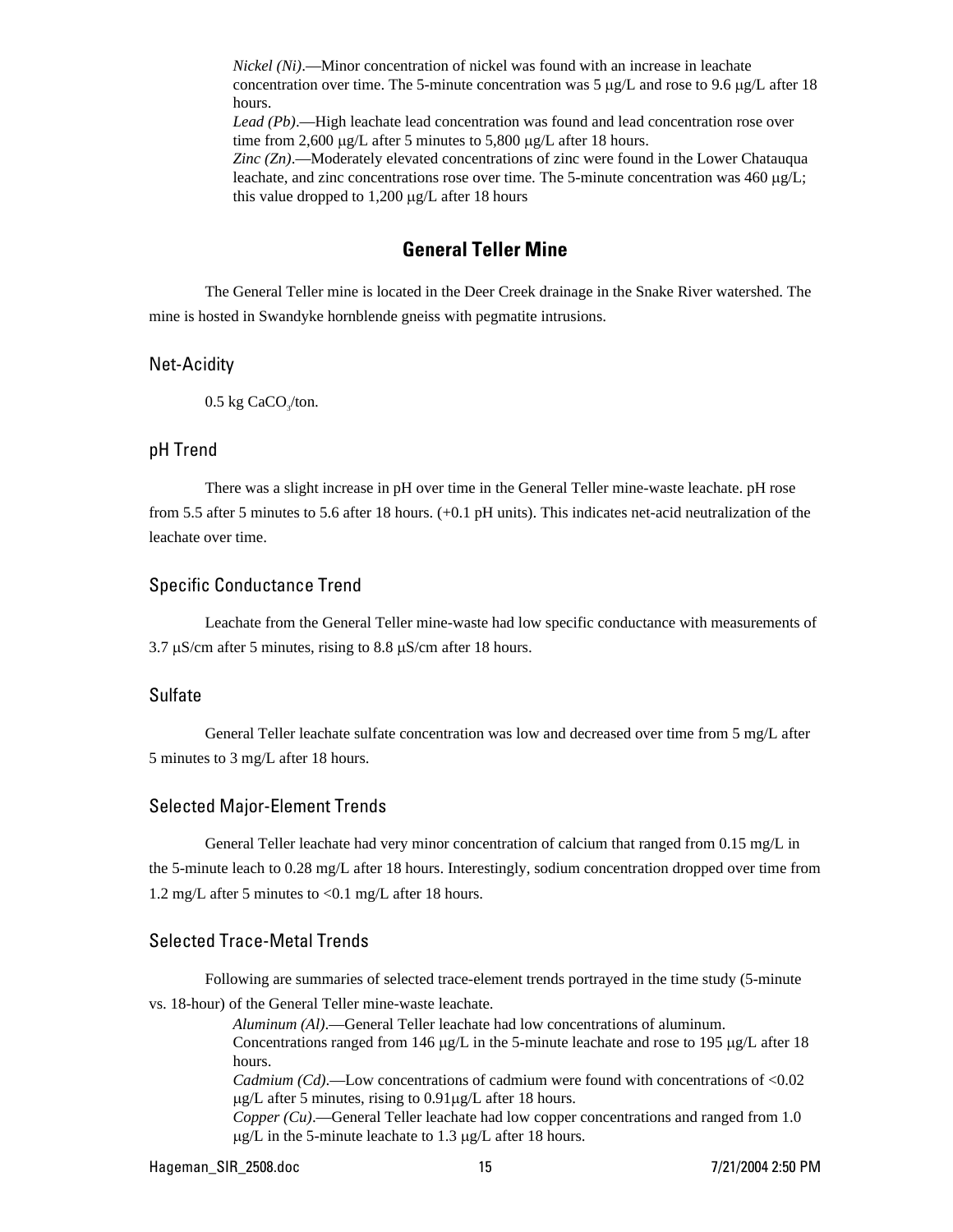*Nickel (Ni)*.—Minor concentration of nickel was found with an increase in leachate concentration over time. The 5-minute concentration was 5 μg/L and rose to 9.6 μg/L after 18 hours.

*Lead (Pb)*.—High leachate lead concentration was found and lead concentration rose over time from 2,600 μg/L after 5 minutes to 5,800 μg/L after 18 hours.

*Zinc (Zn)*.—Moderately elevated concentrations of zinc were found in the Lower Chatauqua leachate, and zinc concentrations rose over time. The 5-minute concentration was 460 μg/L; this value dropped to 1,200 μg/L after 18 hours

## General Teller Mine

The General Teller mine is located in the Deer Creek drainage in the Snake River watershed. The mine is hosted in Swandyke hornblende gneiss with pegmatite intrusions.

### Net-Acidity

0.5 kg $CaCO_3$/ton.

### pH Trend

There was a slight increase in pH over time in the General Teller mine-waste leachate. pH rose from 5.5 after 5 minutes to 5.6 after 18 hours. (+0.1 pH units). This indicates net-acid neutralization of the leachate over time.

### Specific Conductance Trend

Leachate from the General Teller mine-waste had low specific conductance with measurements of 3.7 μS/cm after 5 minutes, rising to 8.8 μS/cm after 18 hours.

### Sulfate

General Teller leachate sulfate concentration was low and decreased over time from 5 mg/L after 5 minutes to 3 mg/L after 18 hours.

### Selected Major-Element Trends

General Teller leachate had very minor concentration of calcium that ranged from 0.15 mg/L in the 5-minute leach to 0.28 mg/L after 18 hours. Interestingly, sodium concentration dropped over time from 1.2 mg/L after 5 minutes to <0.1 mg/L after 18 hours.

### Selected Trace-Metal Trends

Following are summaries of selected trace-element trends portrayed in the time study (5-minute vs. 18-hour) of the General Teller mine-waste leachate.

*Aluminum (Al)*.—General Teller leachate had low concentrations of aluminum. Concentrations ranged from 146 μg/L in the 5-minute leachate and rose to 195 μg/L after 18 hours.

*Cadmium (Cd)*.—Low concentrations of cadmium were found with concentrations of <0.02 μg/L after 5 minutes, rising to 0.91μg/L after 18 hours.

*Copper (Cu)*.—General Teller leachate had low copper concentrations and ranged from 1.0 μg/L in the 5-minute leachate to 1.3 μg/L after 18 hours.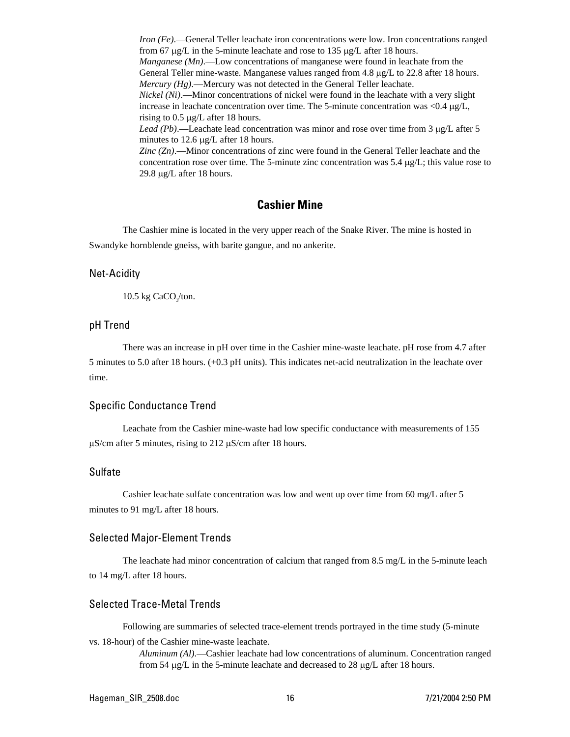*Iron (Fe)*.—General Teller leachate iron concentrations were low. Iron concentrations ranged from 67 μg/L in the 5-minute leachate and rose to 135 μg/L after 18 hours.

*Manganese (Mn)*.—Low concentrations of manganese were found in leachate from the General Teller mine-waste. Manganese values ranged from 4.8 μg/L to 22.8 after 18 hours.

*Mercury (Hg)*.—Mercury was not detected in the General Teller leachate.

*Nickel (Ni)*.—Minor concentrations of nickel were found in the leachate with a very slight increase in leachate concentration over time. The 5-minute concentration was <0.4 μg/L, rising to 0.5 μg/L after 18 hours.

*Lead (Pb)*.—Leachate lead concentration was minor and rose over time from 3 μg/L after 5 minutes to 12.6 μg/L after 18 hours.

*Zinc (Zn)*.—Minor concentrations of zinc were found in the General Teller leachate and the concentration rose over time. The 5-minute zinc concentration was 5.4 μg/L; this value rose to 29.8 μg/L after 18 hours.

## Cashier Mine

The Cashier mine is located in the very upper reach of the Snake River. The mine is hosted in Swandyke hornblende gneiss, with barite gangue, and no ankerite.

### Net-Acidity

10.5 kg $CaCO_3$/ton.

### pH Trend

There was an increase in pH over time in the Cashier mine-waste leachate. pH rose from 4.7 after 5 minutes to 5.0 after 18 hours. (+0.3 pH units). This indicates net-acid neutralization in the leachate over time.

### Specific Conductance Trend

Leachate from the Cashier mine-waste had low specific conductance with measurements of 155 μS/cm after 5 minutes, rising to 212 μS/cm after 18 hours.

### Sulfate

Cashier leachate sulfate concentration was low and went up over time from 60 mg/L after 5 minutes to 91 mg/L after 18 hours.

### Selected Major-Element Trends

The leachate had minor concentration of calcium that ranged from 8.5 mg/L in the 5-minute leach to 14 mg/L after 18 hours.

### Selected Trace-Metal Trends

Following are summaries of selected trace-element trends portrayed in the time study (5-minute vs. 18-hour) of the Cashier mine-waste leachate.

*Aluminum (Al)*.—Cashier leachate had low concentrations of aluminum. Concentration ranged from 54 μg/L in the 5-minute leachate and decreased to 28 μg/L after 18 hours.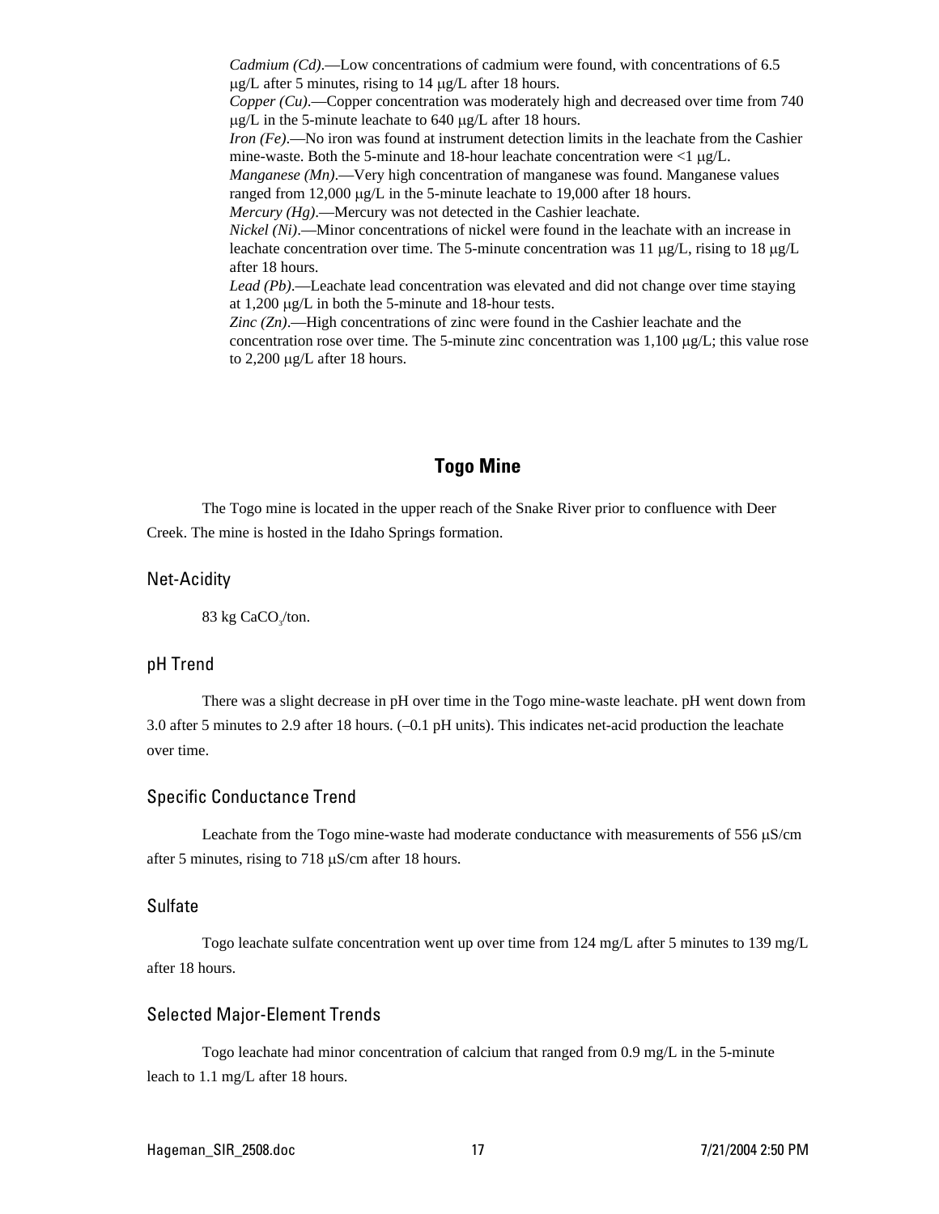*Cadmium (Cd)*.—Low concentrations of cadmium were found, with concentrations of 6.5 μg/L after 5 minutes, rising to 14 μg/L after 18 hours.

*Copper (Cu)*.—Copper concentration was moderately high and decreased over time from 740 μg/L in the 5-minute leachate to 640 μg/L after 18 hours.

*Iron (Fe)*.—No iron was found at instrument detection limits in the leachate from the Cashier mine-waste. Both the 5-minute and 18-hour leachate concentration were <1 μg/L.

*Manganese (Mn)*.—Very high concentration of manganese was found. Manganese values ranged from 12,000 μg/L in the 5-minute leachate to 19,000 after 18 hours.

*Mercury (Hg)*.—Mercury was not detected in the Cashier leachate.

*Nickel (Ni)*.—Minor concentrations of nickel were found in the leachate with an increase in leachate concentration over time. The 5-minute concentration was 11 μg/L, rising to 18 μg/L after 18 hours.

*Lead (Pb)*.—Leachate lead concentration was elevated and did not change over time staying at 1,200 μg/L in both the 5-minute and 18-hour tests.

*Zinc (Zn)*.—High concentrations of zinc were found in the Cashier leachate and the concentration rose over time. The 5-minute zinc concentration was 1,100 μg/L; this value rose to 2,200 μg/L after 18 hours.

## Togo Mine

The Togo mine is located in the upper reach of the Snake River prior to confluence with Deer Creek. The mine is hosted in the Idaho Springs formation.

### Net-Acidity

83 kg $CaCO_3$/ton.

### pH Trend

There was a slight decrease in pH over time in the Togo mine-waste leachate. pH went down from 3.0 after 5 minutes to 2.9 after 18 hours. (–0.1 pH units). This indicates net-acid production the leachate over time.

### Specific Conductance Trend

Leachate from the Togo mine-waste had moderate conductance with measurements of 556 μS/cm after 5 minutes, rising to 718 μS/cm after 18 hours.

### Sulfate

Togo leachate sulfate concentration went up over time from 124 mg/L after 5 minutes to 139 mg/L after 18 hours.

### Selected Major-Element Trends

Togo leachate had minor concentration of calcium that ranged from 0.9 mg/L in the 5-minute leach to 1.1 mg/L after 18 hours.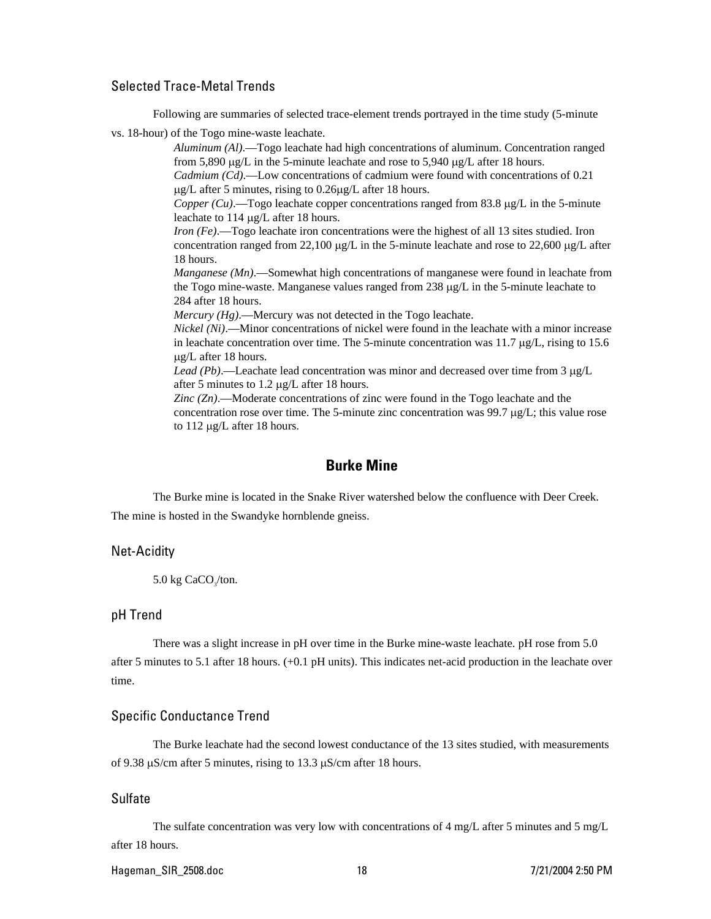### Selected Trace-Metal Trends

Following are summaries of selected trace-element trends portrayed in the time study (5-minute vs. 18-hour) of the Togo mine-waste leachate.

*Aluminum (Al)*.—Togo leachate had high concentrations of aluminum. Concentration ranged from 5,890 μg/L in the 5-minute leachate and rose to 5,940 μg/L after 18 hours.

*Cadmium (Cd)*.—Low concentrations of cadmium were found with concentrations of 0.21 μg/L after 5 minutes, rising to 0.26μg/L after 18 hours.

*Copper (Cu)*.—Togo leachate copper concentrations ranged from 83.8 μg/L in the 5-minute leachate to 114 μg/L after 18 hours.

*Iron (Fe)*.—Togo leachate iron concentrations were the highest of all 13 sites studied. Iron concentration ranged from 22,100 μg/L in the 5-minute leachate and rose to 22,600 μg/L after 18 hours.

*Manganese (Mn)*.—Somewhat high concentrations of manganese were found in leachate from the Togo mine-waste. Manganese values ranged from 238 μg/L in the 5-minute leachate to 284 after 18 hours.

*Mercury (Hg)*.—Mercury was not detected in the Togo leachate.

*Nickel (Ni)*.—Minor concentrations of nickel were found in the leachate with a minor increase in leachate concentration over time. The 5-minute concentration was 11.7 μg/L, rising to 15.6 μg/L after 18 hours.

*Lead (Pb)*.—Leachate lead concentration was minor and decreased over time from 3 μg/L after 5 minutes to 1.2 μg/L after 18 hours.

*Zinc (Zn)*.—Moderate concentrations of zinc were found in the Togo leachate and the concentration rose over time. The 5-minute zinc concentration was 99.7 μg/L; this value rose to 112 μg/L after 18 hours.

## Burke Mine

The Burke mine is located in the Snake River watershed below the confluence with Deer Creek. The mine is hosted in the Swandyke hornblende gneiss.

### Net-Acidity

5.0 kg $CaCO_3$/ton.

### pH Trend

There was a slight increase in pH over time in the Burke mine-waste leachate. pH rose from 5.0 after 5 minutes to 5.1 after 18 hours. (+0.1 pH units). This indicates net-acid production in the leachate over time.

### Specific Conductance Trend

The Burke leachate had the second lowest conductance of the 13 sites studied, with measurements of 9.38 μS/cm after 5 minutes, rising to 13.3 μS/cm after 18 hours.

### Sulfate

The sulfate concentration was very low with concentrations of 4 mg/L after 5 minutes and 5 mg/L after 18 hours.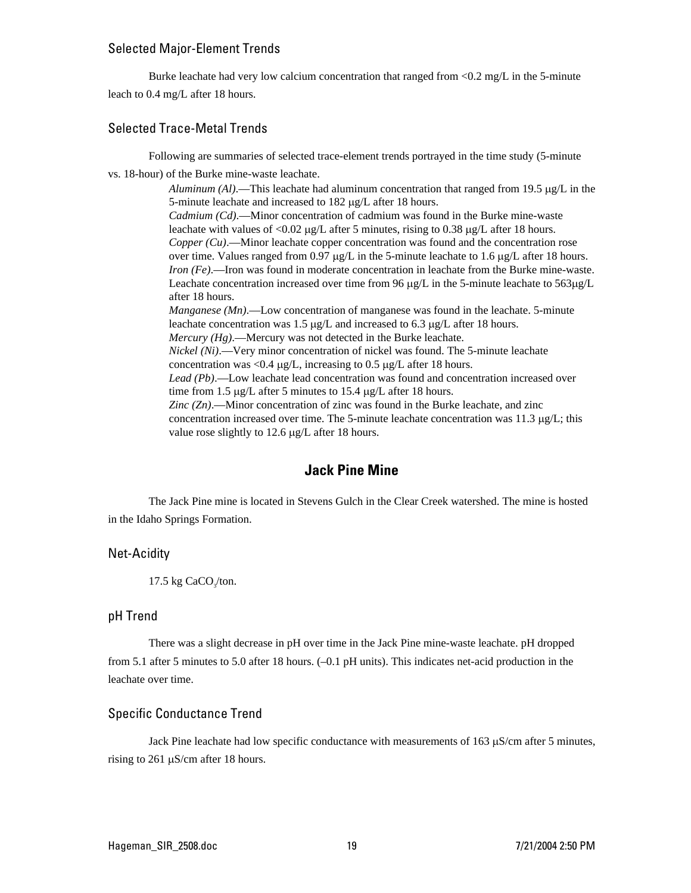### Selected Major-Element Trends

Burke leachate had very low calcium concentration that ranged from <0.2 mg/L in the 5-minute leach to 0.4 mg/L after 18 hours.

### Selected Trace-Metal Trends

Following are summaries of selected trace-element trends portrayed in the time study (5-minute vs. 18-hour) of the Burke mine-waste leachate.

*Aluminum (Al)*.—This leachate had aluminum concentration that ranged from 19.5 μg/L in the 5-minute leachate and increased to 182 μg/L after 18 hours.
*Cadmium (Cd)*.—Minor concentration of cadmium was found in the Burke mine-waste leachate with values of <0.02 μg/L after 5 minutes, rising to 0.38 μg/L after 18 hours.
*Copper (Cu)*.—Minor leachate copper concentration was found and the concentration rose over time. Values ranged from 0.97 μg/L in the 5-minute leachate to 1.6 μg/L after 18 hours.
*Iron (Fe)*.—Iron was found in moderate concentration in leachate from the Burke mine-waste. Leachate concentration increased over time from 96 μg/L in the 5-minute leachate to 563μg/L after 18 hours.
*Manganese (Mn)*.—Low concentration of manganese was found in the leachate. 5-minute leachate concentration was 1.5 μg/L and increased to 6.3 μg/L after 18 hours.
*Mercury (Hg)*.—Mercury was not detected in the Burke leachate.
*Nickel (Ni)*.—Very minor concentration of nickel was found. The 5-minute leachate concentration was <0.4 μg/L, increasing to 0.5 μg/L after 18 hours.
*Lead (Pb)*.—Low leachate lead concentration was found and concentration increased over time from 1.5 μg/L after 5 minutes to 15.4 μg/L after 18 hours.
*Zinc (Zn)*.—Minor concentration of zinc was found in the Burke leachate, and zinc concentration increased over time. The 5-minute leachate concentration was 11.3 μg/L; this value rose slightly to 12.6 μg/L after 18 hours.

## Jack Pine Mine

The Jack Pine mine is located in Stevens Gulch in the Clear Creek watershed. The mine is hosted in the Idaho Springs Formation.

### Net-Acidity

17.5 kg $CaCO_3$/ton.

### pH Trend

There was a slight decrease in pH over time in the Jack Pine mine-waste leachate. pH dropped from 5.1 after 5 minutes to 5.0 after 18 hours. (–0.1 pH units). This indicates net-acid production in the leachate over time.

### Specific Conductance Trend

Jack Pine leachate had low specific conductance with measurements of 163 μS/cm after 5 minutes, rising to 261 μS/cm after 18 hours.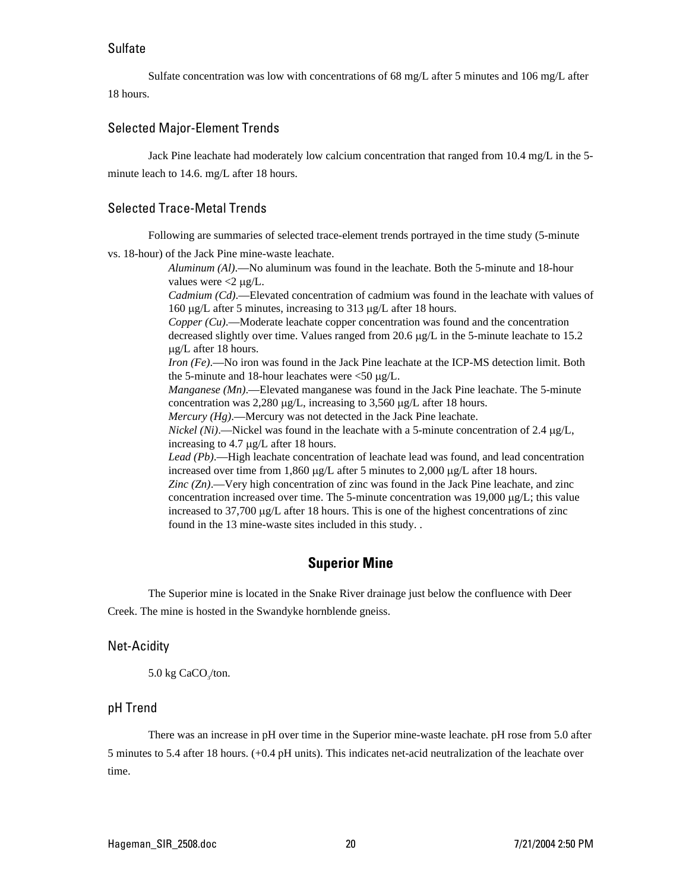### Sulfate

Sulfate concentration was low with concentrations of 68 mg/L after 5 minutes and 106 mg/L after 18 hours.

### Selected Major-Element Trends

Jack Pine leachate had moderately low calcium concentration that ranged from 10.4 mg/L in the 5-minute leach to 14.6. mg/L after 18 hours.

### Selected Trace-Metal Trends

Following are summaries of selected trace-element trends portrayed in the time study (5-minute vs. 18-hour) of the Jack Pine mine-waste leachate.

*Aluminum (Al)*.—No aluminum was found in the leachate. Both the 5-minute and 18-hour values were <2 μg/L.

*Cadmium (Cd)*.—Elevated concentration of cadmium was found in the leachate with values of 160 μg/L after 5 minutes, increasing to 313 μg/L after 18 hours.

*Copper (Cu)*.—Moderate leachate copper concentration was found and the concentration decreased slightly over time. Values ranged from 20.6 μg/L in the 5-minute leachate to 15.2 μg/L after 18 hours.

*Iron (Fe)*.—No iron was found in the Jack Pine leachate at the ICP-MS detection limit. Both the 5-minute and 18-hour leachates were <50 μg/L.

*Manganese (Mn)*.—Elevated manganese was found in the Jack Pine leachate. The 5-minute concentration was 2,280 μg/L, increasing to 3,560 μg/L after 18 hours.

*Mercury (Hg)*.—Mercury was not detected in the Jack Pine leachate.

*Nickel (Ni)*.—Nickel was found in the leachate with a 5-minute concentration of 2.4 μg/L, increasing to 4.7 μg/L after 18 hours.

*Lead (Pb)*.—High leachate concentration of leachate lead was found, and lead concentration increased over time from 1,860 μg/L after 5 minutes to 2,000 μg/L after 18 hours.

*Zinc (Zn)*.—Very high concentration of zinc was found in the Jack Pine leachate, and zinc concentration increased over time. The 5-minute concentration was 19,000 μg/L; this value increased to 37,700 μg/L after 18 hours. This is one of the highest concentrations of zinc found in the 13 mine-waste sites included in this study. .

## Superior Mine

The Superior mine is located in the Snake River drainage just below the confluence with Deer Creek. The mine is hosted in the Swandyke hornblende gneiss.

### Net-Acidity

5.0 kg $CaCO_3$/ton.

### pH Trend

There was an increase in pH over time in the Superior mine-waste leachate. pH rose from 5.0 after 5 minutes to 5.4 after 18 hours. (+0.4 pH units). This indicates net-acid neutralization of the leachate over time.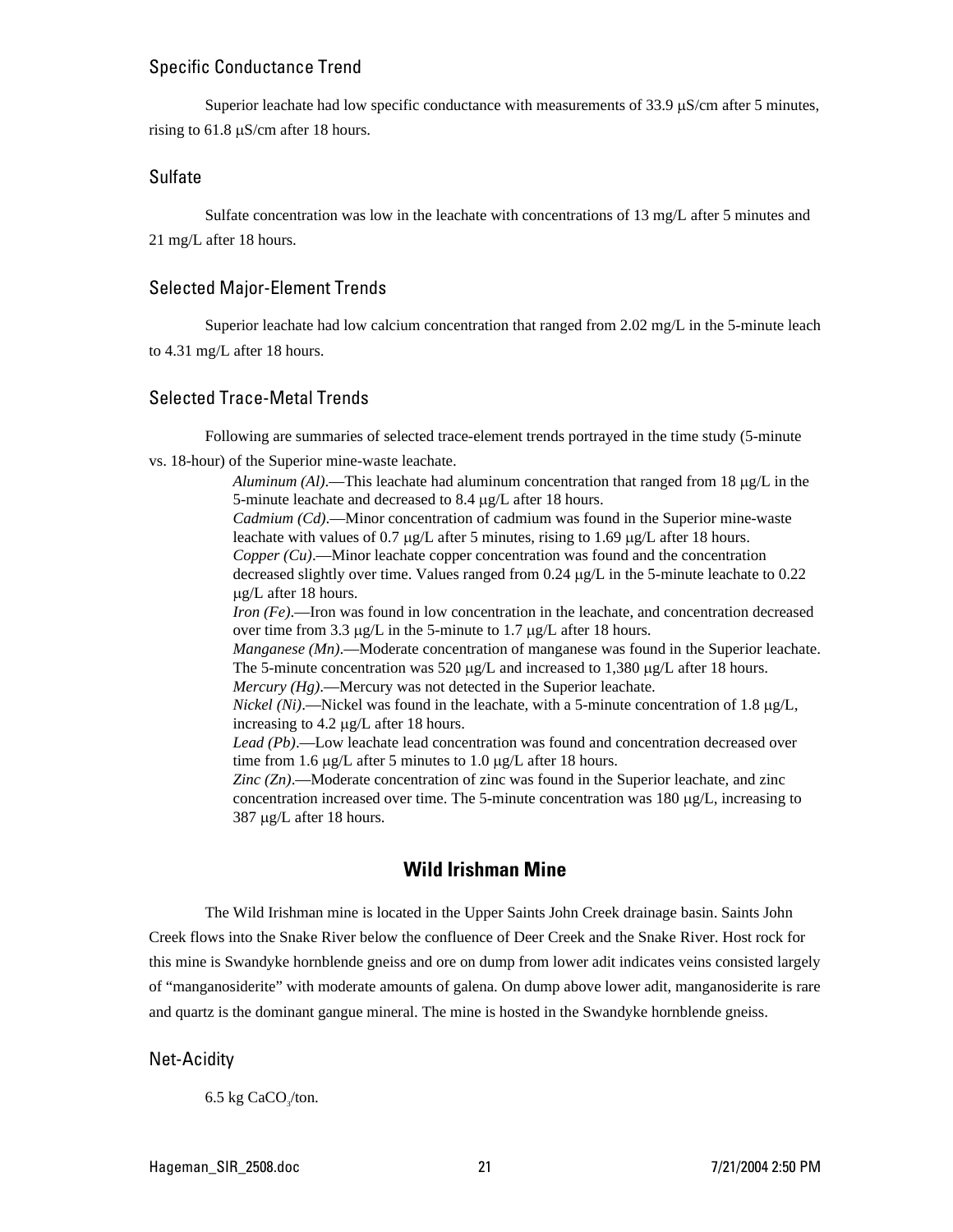### Specific Conductance Trend

Superior leachate had low specific conductance with measurements of 33.9 μS/cm after 5 minutes, rising to 61.8 μS/cm after 18 hours.

### Sulfate

Sulfate concentration was low in the leachate with concentrations of 13 mg/L after 5 minutes and 21 mg/L after 18 hours.

### Selected Major-Element Trends

Superior leachate had low calcium concentration that ranged from 2.02 mg/L in the 5-minute leach to 4.31 mg/L after 18 hours.

### Selected Trace-Metal Trends

Following are summaries of selected trace-element trends portrayed in the time study (5-minute vs. 18-hour) of the Superior mine-waste leachate.

*Aluminum (Al)*.—This leachate had aluminum concentration that ranged from 18 μg/L in the 5-minute leachate and decreased to 8.4 μg/L after 18 hours.
*Cadmium (Cd)*.—Minor concentration of cadmium was found in the Superior mine-waste leachate with values of 0.7 μg/L after 5 minutes, rising to 1.69 μg/L after 18 hours.
*Copper (Cu)*.—Minor leachate copper concentration was found and the concentration decreased slightly over time. Values ranged from 0.24 μg/L in the 5-minute leachate to 0.22 μg/L after 18 hours.
*Iron (Fe)*.—Iron was found in low concentration in the leachate, and concentration decreased over time from 3.3 μg/L in the 5-minute to 1.7 μg/L after 18 hours.
*Manganese (Mn)*.—Moderate concentration of manganese was found in the Superior leachate. The 5-minute concentration was 520 μg/L and increased to 1,380 μg/L after 18 hours.
*Mercury (Hg)*.—Mercury was not detected in the Superior leachate.
*Nickel (Ni)*.—Nickel was found in the leachate, with a 5-minute concentration of 1.8 μg/L, increasing to 4.2 μg/L after 18 hours.
*Lead (Pb)*.—Low leachate lead concentration was found and concentration decreased over time from 1.6 μg/L after 5 minutes to 1.0 μg/L after 18 hours.
*Zinc (Zn)*.—Moderate concentration of zinc was found in the Superior leachate, and zinc concentration increased over time. The 5-minute concentration was 180 μg/L, increasing to 387 μg/L after 18 hours.

## Wild Irishman Mine

The Wild Irishman mine is located in the Upper Saints John Creek drainage basin. Saints John Creek flows into the Snake River below the confluence of Deer Creek and the Snake River. Host rock for this mine is Swandyke hornblende gneiss and ore on dump from lower adit indicates veins consisted largely of "manganosiderite" with moderate amounts of galena. On dump above lower adit, manganosiderite is rare and quartz is the dominant gangue mineral. The mine is hosted in the Swandyke hornblende gneiss.

### Net-Acidity

6.5 kg $CaCO_3$/ton.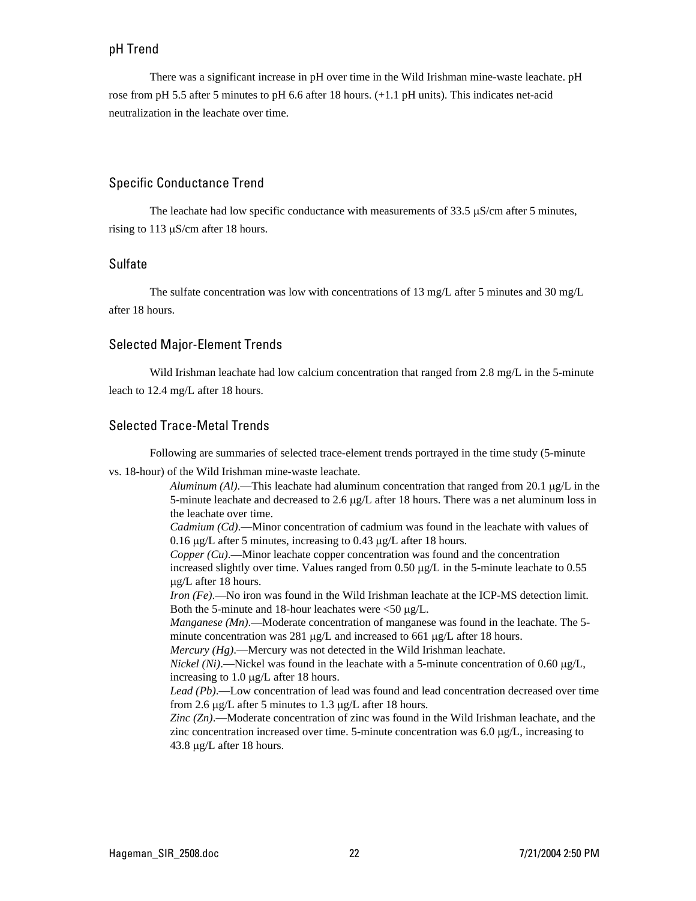## pH Trend

There was a significant increase in pH over time in the Wild Irishman mine-waste leachate. pH rose from pH 5.5 after 5 minutes to pH 6.6 after 18 hours. (+1.1 pH units). This indicates net-acid neutralization in the leachate over time.

## Specific Conductance Trend

The leachate had low specific conductance with measurements of 33.5 μS/cm after 5 minutes, rising to 113 μS/cm after 18 hours.

## Sulfate

The sulfate concentration was low with concentrations of 13 mg/L after 5 minutes and 30 mg/L after 18 hours.

## Selected Major-Element Trends

Wild Irishman leachate had low calcium concentration that ranged from 2.8 mg/L in the 5-minute leach to 12.4 mg/L after 18 hours.

## Selected Trace-Metal Trends

Following are summaries of selected trace-element trends portrayed in the time study (5-minute vs. 18-hour) of the Wild Irishman mine-waste leachate.

*Aluminum (Al)*.—This leachate had aluminum concentration that ranged from 20.1 μg/L in the 5-minute leachate and decreased to 2.6 μg/L after 18 hours. There was a net aluminum loss in the leachate over time.

*Cadmium (Cd)*.—Minor concentration of cadmium was found in the leachate with values of 0.16 μg/L after 5 minutes, increasing to 0.43 μg/L after 18 hours.

*Copper (Cu)*.—Minor leachate copper concentration was found and the concentration increased slightly over time. Values ranged from 0.50 μg/L in the 5-minute leachate to 0.55 μg/L after 18 hours.

*Iron (Fe)*.—No iron was found in the Wild Irishman leachate at the ICP-MS detection limit. Both the 5-minute and 18-hour leachates were <50 μg/L.

*Manganese (Mn)*.—Moderate concentration of manganese was found in the leachate. The 5-minute concentration was 281 μg/L and increased to 661 μg/L after 18 hours.

*Mercury (Hg)*.—Mercury was not detected in the Wild Irishman leachate.

*Nickel (Ni)*.—Nickel was found in the leachate with a 5-minute concentration of 0.60 μg/L, increasing to 1.0 μg/L after 18 hours.

*Lead (Pb)*.—Low concentration of lead was found and lead concentration decreased over time from 2.6 μg/L after 5 minutes to 1.3 μg/L after 18 hours.

*Zinc (Zn)*.—Moderate concentration of zinc was found in the Wild Irishman leachate, and the zinc concentration increased over time. 5-minute concentration was 6.0 μg/L, increasing to 43.8 μg/L after 18 hours.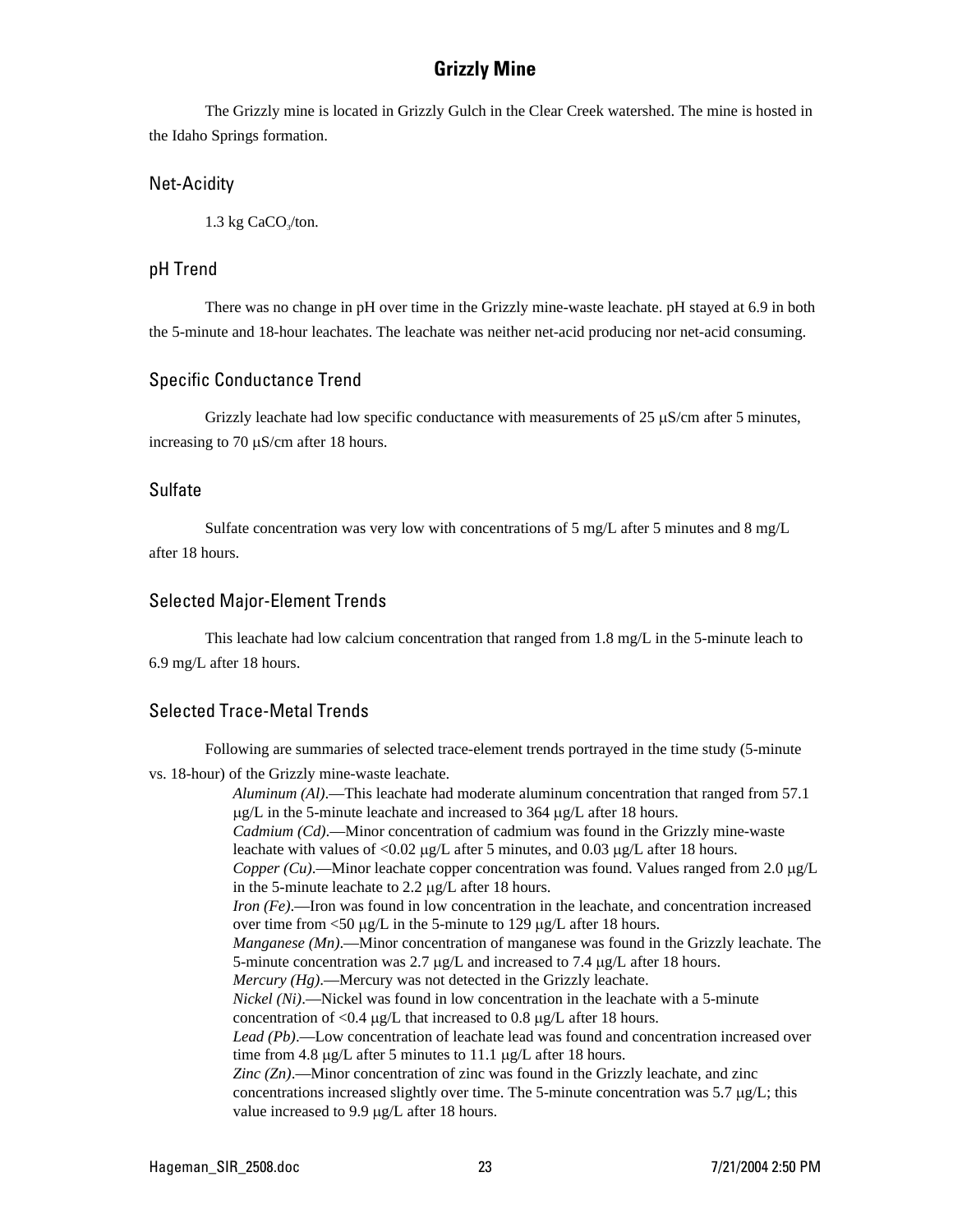## Grizzly Mine

The Grizzly mine is located in Grizzly Gulch in the Clear Creek watershed. The mine is hosted in the Idaho Springs formation.

### Net-Acidity

1.3 kg $CaCO_3$/ton.

### pH Trend

There was no change in pH over time in the Grizzly mine-waste leachate. pH stayed at 6.9 in both the 5-minute and 18-hour leachates. The leachate was neither net-acid producing nor net-acid consuming.

### Specific Conductance Trend

Grizzly leachate had low specific conductance with measurements of 25 μS/cm after 5 minutes, increasing to 70 μS/cm after 18 hours.

### Sulfate

Sulfate concentration was very low with concentrations of 5 mg/L after 5 minutes and 8 mg/L after 18 hours.

### Selected Major-Element Trends

This leachate had low calcium concentration that ranged from 1.8 mg/L in the 5-minute leach to 6.9 mg/L after 18 hours.

### Selected Trace-Metal Trends

Following are summaries of selected trace-element trends portrayed in the time study (5-minute vs. 18-hour) of the Grizzly mine-waste leachate.

*Aluminum (Al)*.—This leachate had moderate aluminum concentration that ranged from 57.1 μg/L in the 5-minute leachate and increased to 364 μg/L after 18 hours.

*Cadmium (Cd)*.—Minor concentration of cadmium was found in the Grizzly mine-waste leachate with values of <0.02 μg/L after 5 minutes, and 0.03 μg/L after 18 hours.

*Copper (Cu)*.—Minor leachate copper concentration was found. Values ranged from 2.0 μg/L in the 5-minute leachate to 2.2 μg/L after 18 hours.

*Iron (Fe)*.—Iron was found in low concentration in the leachate, and concentration increased over time from <50 μg/L in the 5-minute to 129 μg/L after 18 hours.

*Manganese (Mn)*.—Minor concentration of manganese was found in the Grizzly leachate. The 5-minute concentration was 2.7 μg/L and increased to 7.4 μg/L after 18 hours.

*Mercury (Hg)*.—Mercury was not detected in the Grizzly leachate.

*Nickel (Ni)*.—Nickel was found in low concentration in the leachate with a 5-minute concentration of <0.4 μg/L that increased to 0.8 μg/L after 18 hours.

*Lead (Pb)*.—Low concentration of leachate lead was found and concentration increased over time from 4.8 μg/L after 5 minutes to 11.1 μg/L after 18 hours.

*Zinc (Zn)*.—Minor concentration of zinc was found in the Grizzly leachate, and zinc concentrations increased slightly over time. The 5-minute concentration was 5.7 μg/L; this value increased to 9.9 μg/L after 18 hours.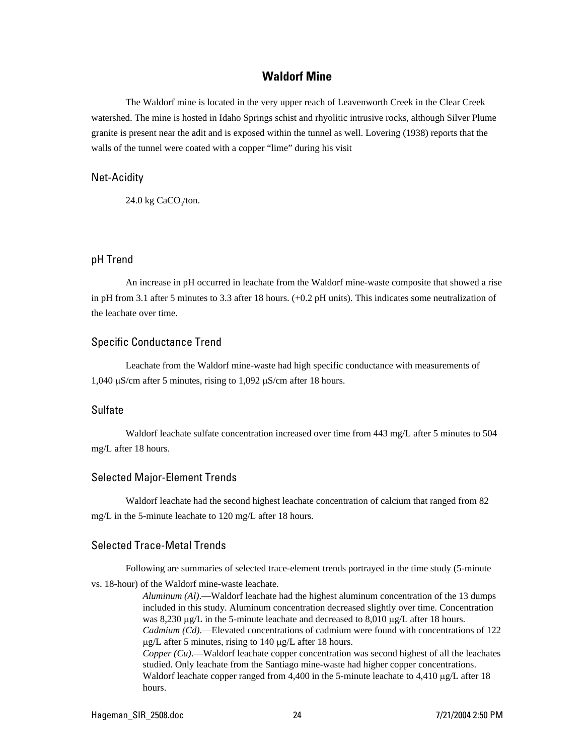## Waldorf Mine

The Waldorf mine is located in the very upper reach of Leavenworth Creek in the Clear Creek watershed. The mine is hosted in Idaho Springs schist and rhyolitic intrusive rocks, although Silver Plume granite is present near the adit and is exposed within the tunnel as well. Lovering (1938) reports that the walls of the tunnel were coated with a copper "lime" during his visit

### Net-Acidity

24.0 kg $CaCO_3$/ton.

### pH Trend

An increase in pH occurred in leachate from the Waldorf mine-waste composite that showed a rise in pH from 3.1 after 5 minutes to 3.3 after 18 hours. (+0.2 pH units). This indicates some neutralization of the leachate over time.

### Specific Conductance Trend

Leachate from the Waldorf mine-waste had high specific conductance with measurements of 1,040 µS/cm after 5 minutes, rising to 1,092 µS/cm after 18 hours.

### Sulfate

Waldorf leachate sulfate concentration increased over time from 443 mg/L after 5 minutes to 504 mg/L after 18 hours.

### Selected Major-Element Trends

Waldorf leachate had the second highest leachate concentration of calcium that ranged from 82 mg/L in the 5-minute leachate to 120 mg/L after 18 hours.

### Selected Trace-Metal Trends

Following are summaries of selected trace-element trends portrayed in the time study (5-minute vs. 18-hour) of the Waldorf mine-waste leachate.

*Aluminum (Al)*.—Waldorf leachate had the highest aluminum concentration of the 13 dumps included in this study. Aluminum concentration decreased slightly over time. Concentration was 8,230 µg/L in the 5-minute leachate and decreased to 8,010 µg/L after 18 hours.

*Cadmium (Cd)*.—Elevated concentrations of cadmium were found with concentrations of 122 µg/L after 5 minutes, rising to 140 µg/L after 18 hours.

*Copper (Cu)*.—Waldorf leachate copper concentration was second highest of all the leachates studied. Only leachate from the Santiago mine-waste had higher copper concentrations. Waldorf leachate copper ranged from 4,400 in the 5-minute leachate to 4,410 µg/L after 18 hours.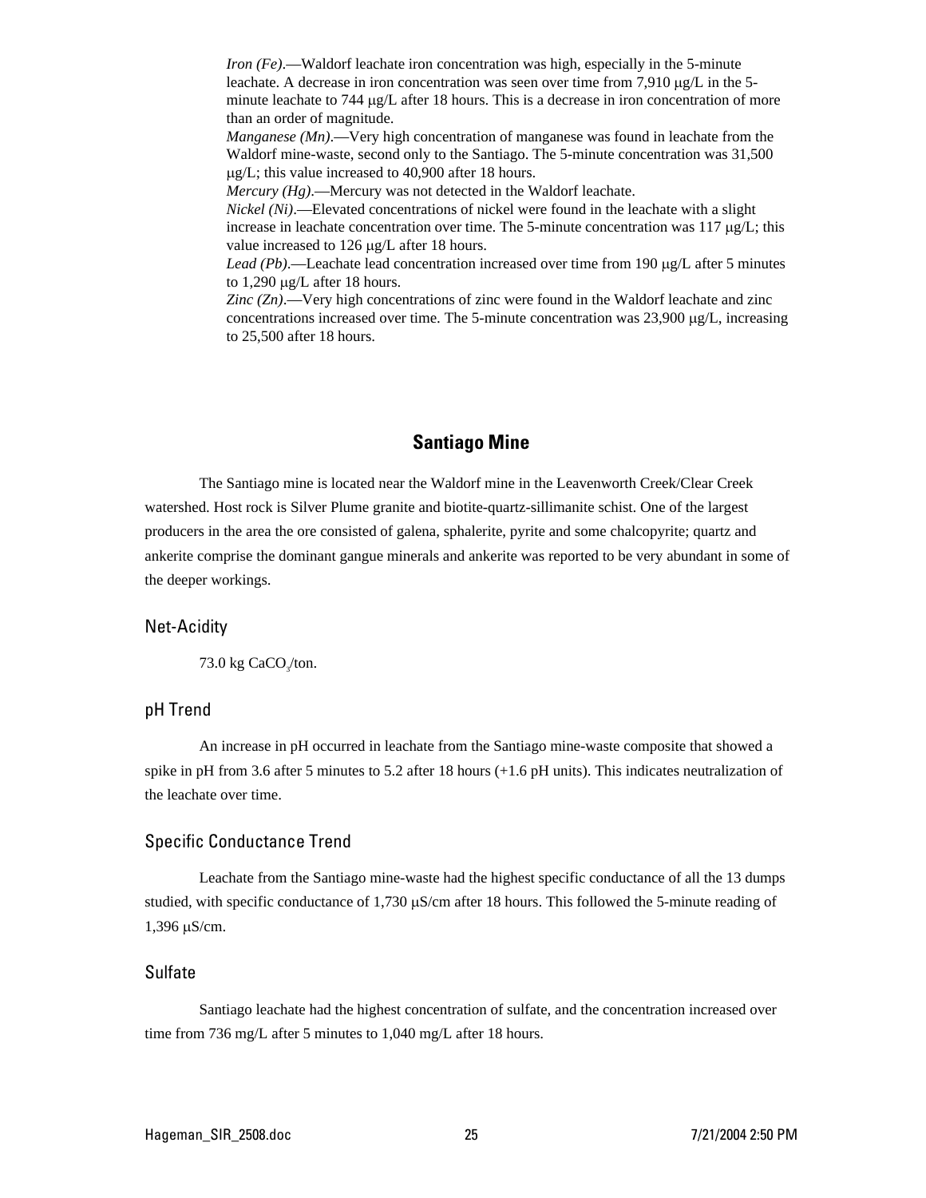*Iron (Fe)*.—Waldorf leachate iron concentration was high, especially in the 5-minute leachate. A decrease in iron concentration was seen over time from 7,910 μg/L in the 5-minute leachate to 744 μg/L after 18 hours. This is a decrease in iron concentration of more than an order of magnitude.

*Manganese (Mn)*.—Very high concentration of manganese was found in leachate from the Waldorf mine-waste, second only to the Santiago. The 5-minute concentration was 31,500 μg/L; this value increased to 40,900 after 18 hours.

*Mercury (Hg)*.—Mercury was not detected in the Waldorf leachate.

*Nickel (Ni)*.—Elevated concentrations of nickel were found in the leachate with a slight increase in leachate concentration over time. The 5-minute concentration was 117 μg/L; this value increased to 126 μg/L after 18 hours.

*Lead (Pb)*.—Leachate lead concentration increased over time from 190 μg/L after 5 minutes to 1,290 μg/L after 18 hours.

*Zinc (Zn)*.—Very high concentrations of zinc were found in the Waldorf leachate and zinc concentrations increased over time. The 5-minute concentration was 23,900 μg/L, increasing to 25,500 after 18 hours.

## Santiago Mine

The Santiago mine is located near the Waldorf mine in the Leavenworth Creek/Clear Creek watershed. Host rock is Silver Plume granite and biotite-quartz-sillimanite schist. One of the largest producers in the area the ore consisted of galena, sphalerite, pyrite and some chalcopyrite; quartz and ankerite comprise the dominant gangue minerals and ankerite was reported to be very abundant in some of the deeper workings.

### Net-Acidity

73.0 kg $CaCO_3$/ton.

### pH Trend

An increase in pH occurred in leachate from the Santiago mine-waste composite that showed a spike in pH from 3.6 after 5 minutes to 5.2 after 18 hours (+1.6 pH units). This indicates neutralization of the leachate over time.

### Specific Conductance Trend

Leachate from the Santiago mine-waste had the highest specific conductance of all the 13 dumps studied, with specific conductance of 1,730 μS/cm after 18 hours. This followed the 5-minute reading of 1,396 μS/cm.

### Sulfate

Santiago leachate had the highest concentration of sulfate, and the concentration increased over time from 736 mg/L after 5 minutes to 1,040 mg/L after 18 hours.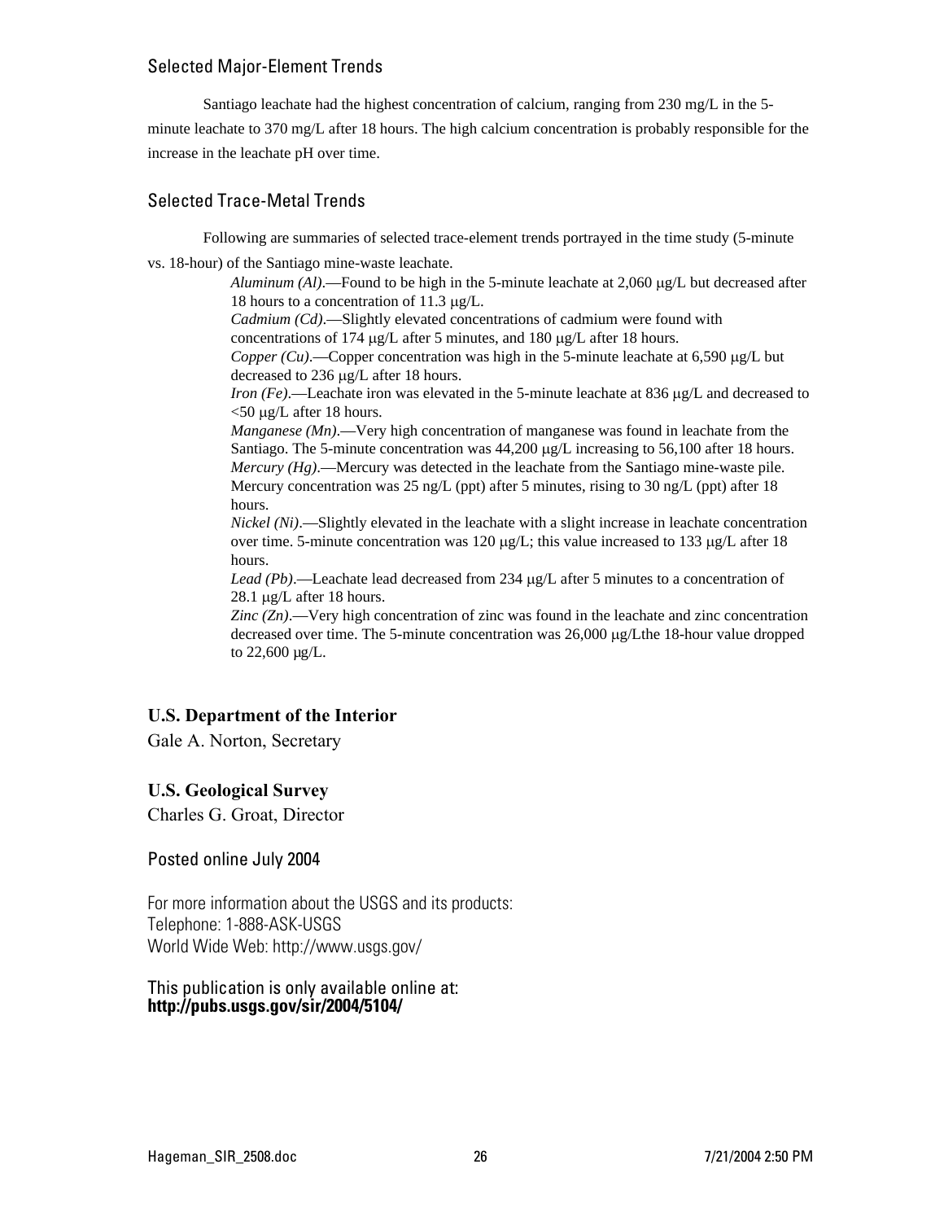### Selected Major-Element Trends

Santiago leachate had the highest concentration of calcium, ranging from 230 mg/L in the 5-minute leachate to 370 mg/L after 18 hours. The high calcium concentration is probably responsible for the increase in the leachate pH over time.

### Selected Trace-Metal Trends

Following are summaries of selected trace-element trends portrayed in the time study (5-minute vs. 18-hour) of the Santiago mine-waste leachate.

*Aluminum (Al)*.—Found to be high in the 5-minute leachate at 2,060 μg/L but decreased after 18 hours to a concentration of 11.3 μg/L.

*Cadmium (Cd)*.—Slightly elevated concentrations of cadmium were found with concentrations of 174 μg/L after 5 minutes, and 180 μg/L after 18 hours.

*Copper (Cu)*.—Copper concentration was high in the 5-minute leachate at 6,590 μg/L but decreased to 236 μg/L after 18 hours.

*Iron (Fe)*.—Leachate iron was elevated in the 5-minute leachate at 836 μg/L and decreased to <50 μg/L after 18 hours.

*Manganese (Mn)*.—Very high concentration of manganese was found in leachate from the Santiago. The 5-minute concentration was 44,200 μg/L increasing to 56,100 after 18 hours.

*Mercury (Hg)*.—Mercury was detected in the leachate from the Santiago mine-waste pile. Mercury concentration was 25 ng/L (ppt) after 5 minutes, rising to 30 ng/L (ppt) after 18 hours.

*Nickel (Ni)*.—Slightly elevated in the leachate with a slight increase in leachate concentration over time. 5-minute concentration was 120 μg/L; this value increased to 133 μg/L after 18 hours.

*Lead (Pb)*.—Leachate lead decreased from 234 μg/L after 5 minutes to a concentration of 28.1 μg/L after 18 hours.

*Zinc (Zn)*.—Very high concentration of zinc was found in the leachate and zinc concentration decreased over time. The 5-minute concentration was 26,000 μg/Lthe 18-hour value dropped to 22,600 μg/L.

**U.S. Department of the Interior**
Gale A. Norton, Secretary

**U.S. Geological Survey**
Charles G. Groat, Director

Posted online July 2004

For more information about the USGS and its products:
Telephone: 1-888-ASK-USGS
World Wide Web: http://www.usgs.gov/

This publication is only available online at:
**http://pubs.usgs.gov/sir/2004/5104/**